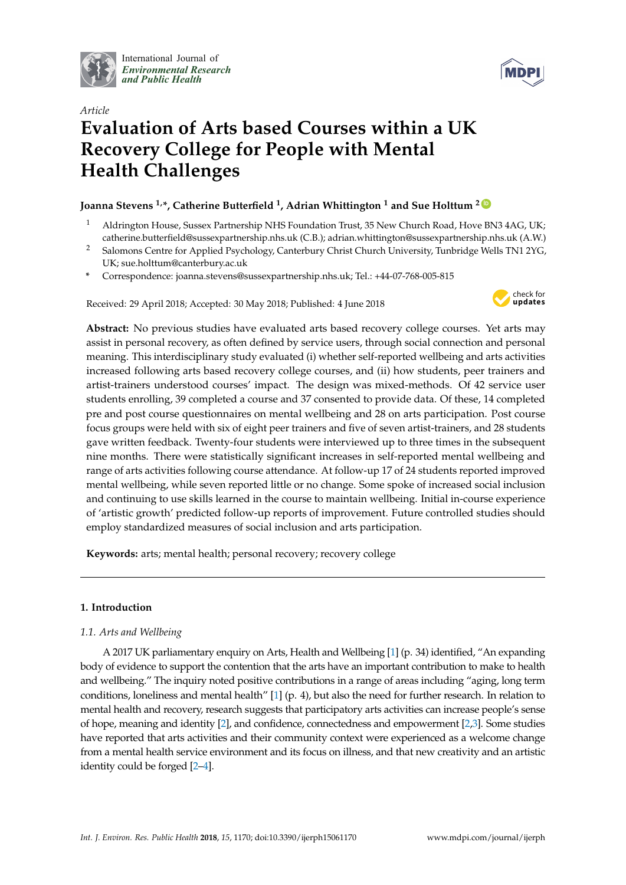Article

# Evaluation of Arts based Courses within a UK Recovery College for People with Mental Health Challenges

**Joanna Stevens [1,*], Catherine Butterfield [1], Adrian Whittington [1] and Sue Holttum [2]**

[1] Aldrington House, Sussex Partnership NHS Foundation Trust, 35 New Church Road, Hove BN3 4AG, UK; catherine.butterfield@sussexpartnership.nhs.uk (C.B.); adrian.whittington@sussexpartnership.nhs.uk (A.W.)

[2] Salomons Centre for Applied Psychology, Canterbury Christ Church University, Tunbridge Wells TN1 2YG, UK; sue.holttum@canterbury.ac.uk

\* Correspondence: joanna.stevens@sussexpartnership.nhs.uk; Tel.: +44-07-768-005-815

Received: 29 April 2018; Accepted: 30 May 2018; Published: 4 June 2018

**Abstract:** No previous studies have evaluated arts based recovery college courses. Yet arts may assist in personal recovery, as often defined by service users, through social connection and personal meaning. This interdisciplinary study evaluated (i) whether self-reported wellbeing and arts activities increased following arts based recovery college courses, and (ii) how students, peer trainers and artist-trainers understood courses' impact. The design was mixed-methods. Of 42 service user students enrolling, 39 completed a course and 37 consented to provide data. Of these, 14 completed pre and post course questionnaires on mental wellbeing and 28 on arts participation. Post course focus groups were held with six of eight peer trainers and five of seven artist-trainers, and 28 students gave written feedback. Twenty-four students were interviewed up to three times in the subsequent nine months. There were statistically significant increases in self-reported mental wellbeing and range of arts activities following course attendance. At follow-up 17 of 24 students reported improved mental wellbeing, while seven reported little or no change. Some spoke of increased social inclusion and continuing to use skills learned in the course to maintain wellbeing. Initial in-course experience of 'artistic growth' predicted follow-up reports of improvement. Future controlled studies should employ standardized measures of social inclusion and arts participation.

**Keywords:** arts; mental health; personal recovery; recovery college

## 1. Introduction

### 1.1. Arts and Wellbeing

A 2017 UK parliamentary enquiry on Arts, Health and Wellbeing [1] (p. 34) identified, "An expanding body of evidence to support the contention that the arts have an important contribution to make to health and wellbeing." The inquiry noted positive contributions in a range of areas including "aging, long term conditions, loneliness and mental health" [1] (p. 4), but also the need for further research. In relation to mental health and recovery, research suggests that participatory arts activities can increase people's sense of hope, meaning and identity [2], and confidence, connectedness and empowerment [2,3]. Some studies have reported that arts activities and their community context were experienced as a welcome change from a mental health service environment and its focus on illness, and that new creativity and an artistic identity could be forged [2–4].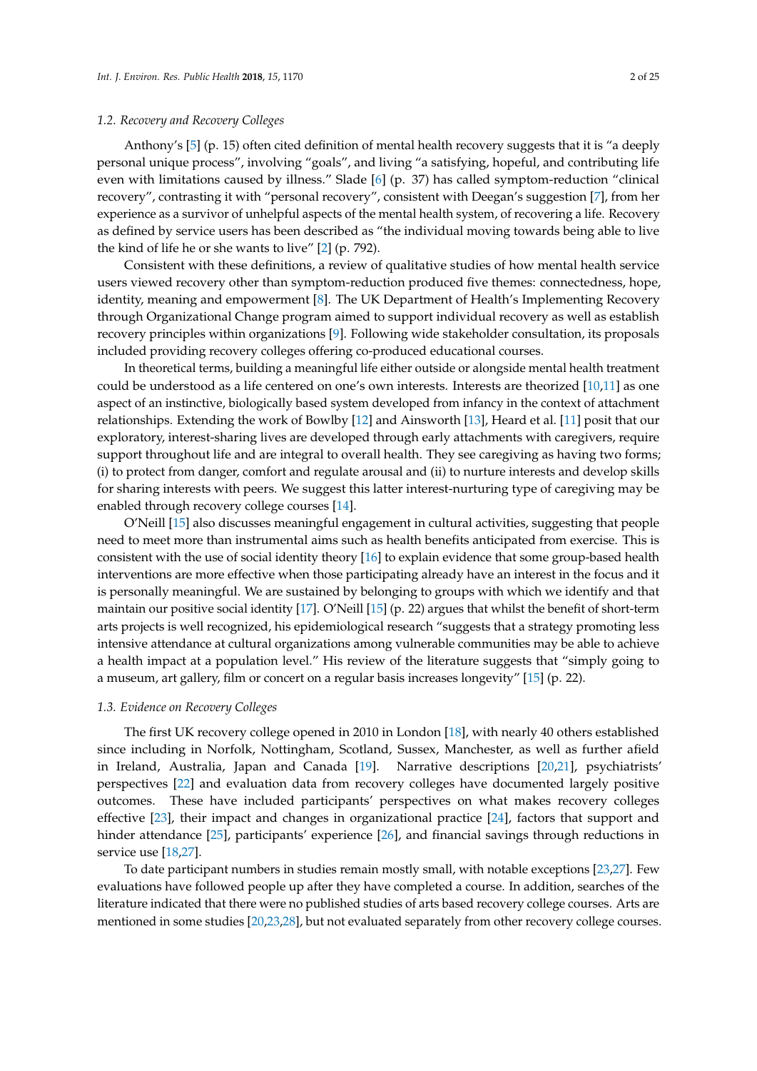### 1.2. Recovery and Recovery Colleges

Anthony's [5] (p. 15) often cited definition of mental health recovery suggests that it is "a deeply personal unique process", involving "goals", and living "a satisfying, hopeful, and contributing life even with limitations caused by illness." Slade [6] (p. 37) has called symptom-reduction "clinical recovery", contrasting it with "personal recovery", consistent with Deegan's suggestion [7], from her experience as a survivor of unhelpful aspects of the mental health system, of recovering a life. Recovery as defined by service users has been described as "the individual moving towards being able to live the kind of life he or she wants to live" [2] (p. 792).

Consistent with these definitions, a review of qualitative studies of how mental health service users viewed recovery other than symptom-reduction produced five themes: connectedness, hope, identity, meaning and empowerment [8]. The UK Department of Health's Implementing Recovery through Organizational Change program aimed to support individual recovery as well as establish recovery principles within organizations [9]. Following wide stakeholder consultation, its proposals included providing recovery colleges offering co-produced educational courses.

In theoretical terms, building a meaningful life either outside or alongside mental health treatment could be understood as a life centered on one's own interests. Interests are theorized [10,11] as one aspect of an instinctive, biologically based system developed from infancy in the context of attachment relationships. Extending the work of Bowlby [12] and Ainsworth [13], Heard et al. [11] posit that our exploratory, interest-sharing lives are developed through early attachments with caregivers, require support throughout life and are integral to overall health. They see caregiving as having two forms; (i) to protect from danger, comfort and regulate arousal and (ii) to nurture interests and develop skills for sharing interests with peers. We suggest this latter interest-nurturing type of caregiving may be enabled through recovery college courses [14].

O'Neill [15] also discusses meaningful engagement in cultural activities, suggesting that people need to meet more than instrumental aims such as health benefits anticipated from exercise. This is consistent with the use of social identity theory [16] to explain evidence that some group-based health interventions are more effective when those participating already have an interest in the focus and it is personally meaningful. We are sustained by belonging to groups with which we identify and that maintain our positive social identity [17]. O'Neill [15] (p. 22) argues that whilst the benefit of short-term arts projects is well recognized, his epidemiological research "suggests that a strategy promoting less intensive attendance at cultural organizations among vulnerable communities may be able to achieve a health impact at a population level." His review of the literature suggests that "simply going to a museum, art gallery, film or concert on a regular basis increases longevity" [15] (p. 22).

### 1.3. Evidence on Recovery Colleges

The first UK recovery college opened in 2010 in London [18], with nearly 40 others established since including in Norfolk, Nottingham, Scotland, Sussex, Manchester, as well as further afield in Ireland, Australia, Japan and Canada [19]. Narrative descriptions [20,21], psychiatrists' perspectives [22] and evaluation data from recovery colleges have documented largely positive outcomes. These have included participants' perspectives on what makes recovery colleges effective [23], their impact and changes in organizational practice [24], factors that support and hinder attendance [25], participants' experience [26], and financial savings through reductions in service use [18,27].

To date participant numbers in studies remain mostly small, with notable exceptions [23,27]. Few evaluations have followed people up after they have completed a course. In addition, searches of the literature indicated that there were no published studies of arts based recovery college courses. Arts are mentioned in some studies [20,23,28], but not evaluated separately from other recovery college courses.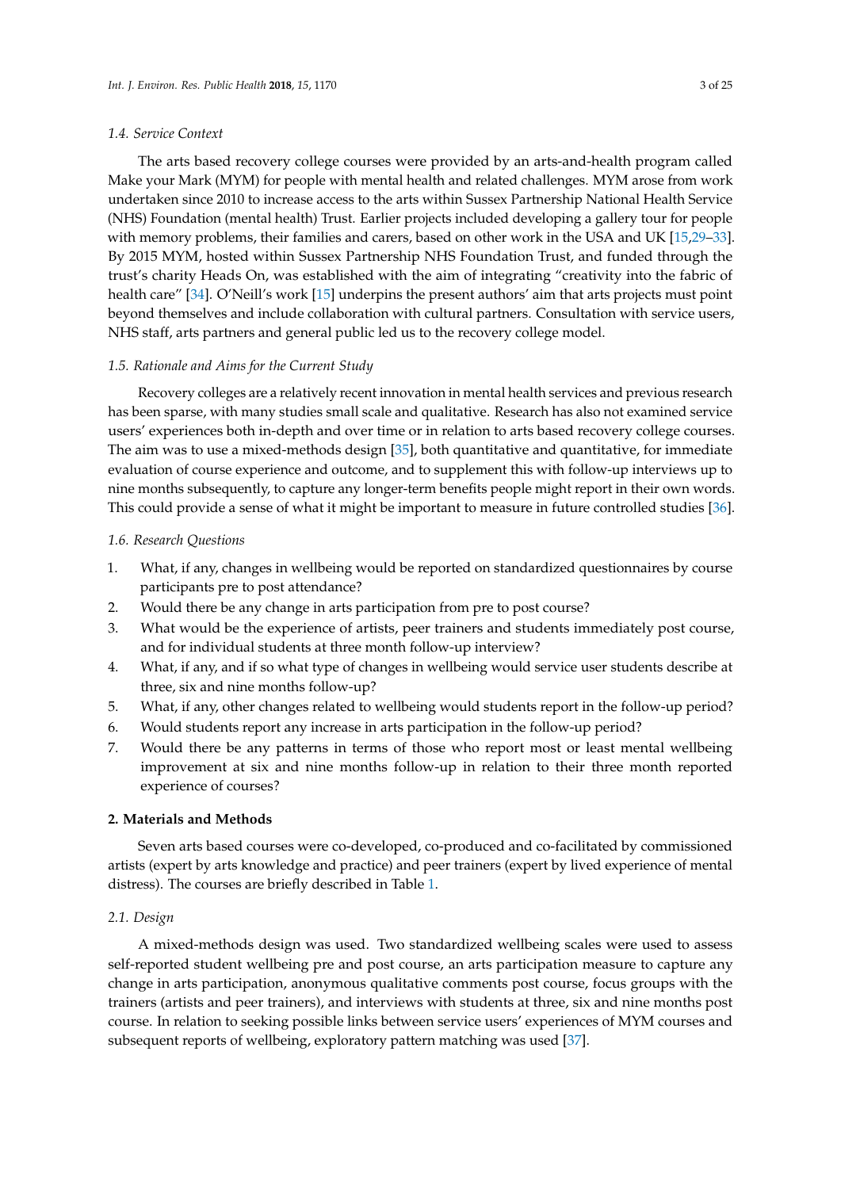### 1.4. Service Context

The arts based recovery college courses were provided by an arts-and-health program called Make your Mark (MYM) for people with mental health and related challenges. MYM arose from work undertaken since 2010 to increase access to the arts within Sussex Partnership National Health Service (NHS) Foundation (mental health) Trust. Earlier projects included developing a gallery tour for people with memory problems, their families and carers, based on other work in the USA and UK [15,29–33]. By 2015 MYM, hosted within Sussex Partnership NHS Foundation Trust, and funded through the trust's charity Heads On, was established with the aim of integrating "creativity into the fabric of health care" [34]. O'Neill's work [15] underpins the present authors' aim that arts projects must point beyond themselves and include collaboration with cultural partners. Consultation with service users, NHS staff, arts partners and general public led us to the recovery college model.

### 1.5. Rationale and Aims for the Current Study

Recovery colleges are a relatively recent innovation in mental health services and previous research has been sparse, with many studies small scale and qualitative. Research has also not examined service users' experiences both in-depth and over time or in relation to arts based recovery college courses. The aim was to use a mixed-methods design [35], both quantitative and quantitative, for immediate evaluation of course experience and outcome, and to supplement this with follow-up interviews up to nine months subsequently, to capture any longer-term benefits people might report in their own words. This could provide a sense of what it might be important to measure in future controlled studies [36].

### 1.6. Research Questions

1. What, if any, changes in wellbeing would be reported on standardized questionnaires by course participants pre to post attendance?
2. Would there be any change in arts participation from pre to post course?
3. What would be the experience of artists, peer trainers and students immediately post course, and for individual students at three month follow-up interview?
4. What, if any, and if so what type of changes in wellbeing would service user students describe at three, six and nine months follow-up?
5. What, if any, other changes related to wellbeing would students report in the follow-up period?
6. Would students report any increase in arts participation in the follow-up period?
7. Would there be any patterns in terms of those who report most or least mental wellbeing improvement at six and nine months follow-up in relation to their three month reported experience of courses?

## 2. Materials and Methods

Seven arts based courses were co-developed, co-produced and co-facilitated by commissioned artists (expert by arts knowledge and practice) and peer trainers (expert by lived experience of mental distress). The courses are briefly described in Table 1.

### 2.1. Design

A mixed-methods design was used. Two standardized wellbeing scales were used to assess self-reported student wellbeing pre and post course, an arts participation measure to capture any change in arts participation, anonymous qualitative comments post course, focus groups with the trainers (artists and peer trainers), and interviews with students at three, six and nine months post course. In relation to seeking possible links between service users' experiences of MYM courses and subsequent reports of wellbeing, exploratory pattern matching was used [37].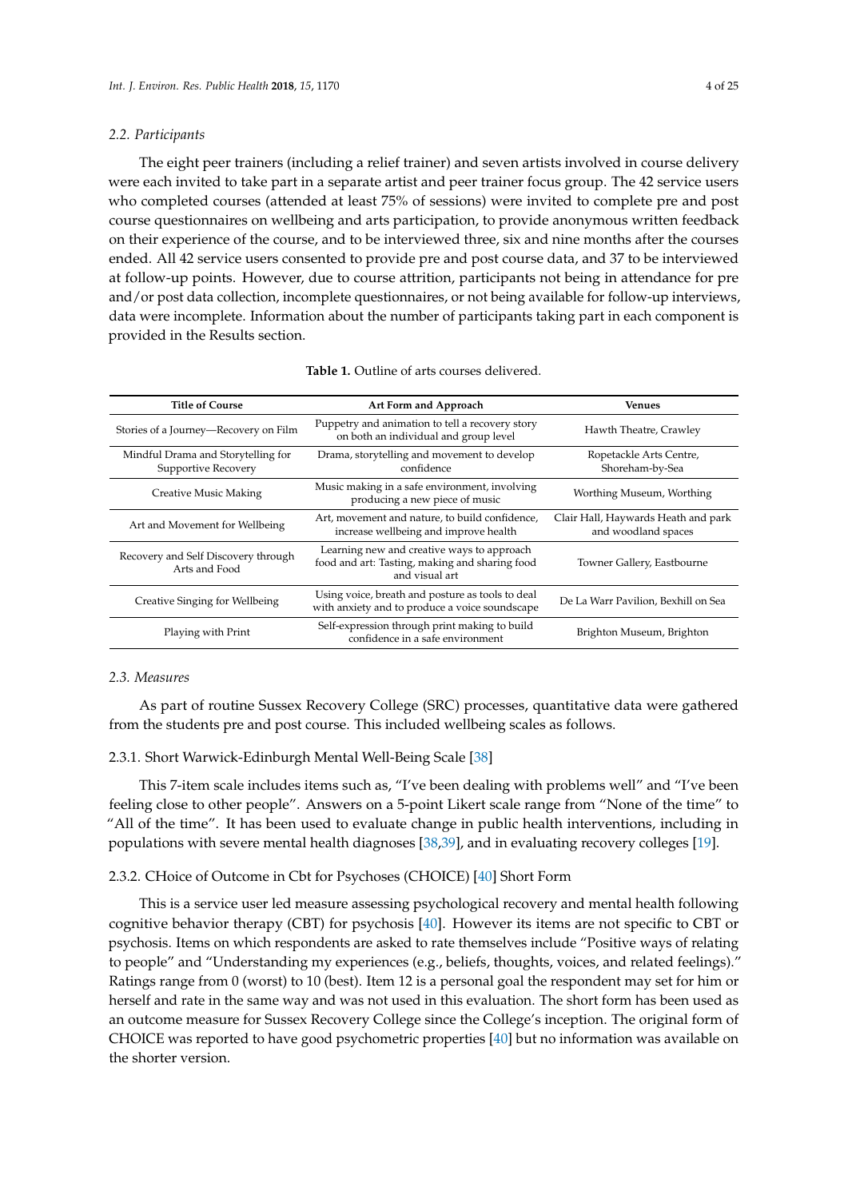### 2.2. Participants

The eight peer trainers (including a relief trainer) and seven artists involved in course delivery were each invited to take part in a separate artist and peer trainer focus group. The 42 service users who completed courses (attended at least 75% of sessions) were invited to complete pre and post course questionnaires on wellbeing and arts participation, to provide anonymous written feedback on their experience of the course, and to be interviewed three, six and nine months after the courses ended. All 42 service users consented to provide pre and post course data, and 37 to be interviewed at follow-up points. However, due to course attrition, participants not being in attendance for pre and/or post data collection, incomplete questionnaires, or not being available for follow-up interviews, data were incomplete. Information about the number of participants taking part in each component is provided in the Results section.

**Table 1.** Outline of arts courses delivered.

| Title of Course | Art Form and Approach | Venues |
|---|---|---|
| Stories of a Journey—Recovery on Film | Puppetry and animation to tell a recovery story on both an individual and group level | Hawth Theatre, Crawley |
| Mindful Drama and Storytelling for Supportive Recovery | Drama, storytelling and movement to develop confidence | Ropetackle Arts Centre, Shoreham-by-Sea |
| Creative Music Making | Music making in a safe environment, involving producing a new piece of music | Worthing Museum, Worthing |
| Art and Movement for Wellbeing | Art, movement and nature, to build confidence, increase wellbeing and improve health | Clair Hall, Haywards Heath and park and woodland spaces |
| Recovery and Self Discovery through Arts and Food | Learning new and creative ways to approach food and art: Tasting, making and sharing food and visual art | Towner Gallery, Eastbourne |
| Creative Singing for Wellbeing | Using voice, breath and posture as tools to deal with anxiety and to produce a voice soundscape | De La Warr Pavilion, Bexhill on Sea |
| Playing with Print | Self-expression through print making to build confidence in a safe environment | Brighton Museum, Brighton |

### 2.3. Measures

As part of routine Sussex Recovery College (SRC) processes, quantitative data were gathered from the students pre and post course. This included wellbeing scales as follows.

#### 2.3.1. Short Warwick-Edinburgh Mental Well-Being Scale [38]

This 7-item scale includes items such as, "I've been dealing with problems well" and "I've been feeling close to other people". Answers on a 5-point Likert scale range from "None of the time" to "All of the time". It has been used to evaluate change in public health interventions, including in populations with severe mental health diagnoses [38,39], and in evaluating recovery colleges [19].

#### 2.3.2. CHoice of Outcome in Cbt for Psychoses (CHOICE) [40] Short Form

This is a service user led measure assessing psychological recovery and mental health following cognitive behavior therapy (CBT) for psychosis [40]. However its items are not specific to CBT or psychosis. Items on which respondents are asked to rate themselves include "Positive ways of relating to people" and "Understanding my experiences (e.g., beliefs, thoughts, voices, and related feelings)." Ratings range from 0 (worst) to 10 (best). Item 12 is a personal goal the respondent may set for him or herself and rate in the same way and was not used in this evaluation. The short form has been used as an outcome measure for Sussex Recovery College since the College's inception. The original form of CHOICE was reported to have good psychometric properties [40] but no information was available on the shorter version.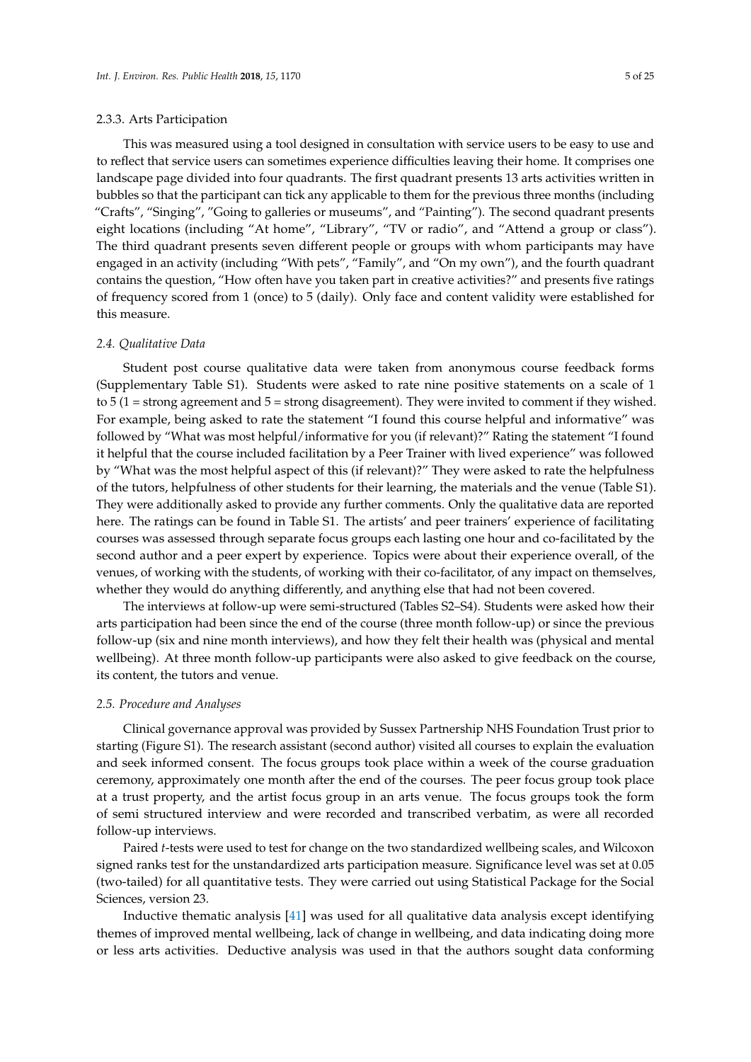#### 2.3.3. Arts Participation

This was measured using a tool designed in consultation with service users to be easy to use and to reflect that service users can sometimes experience difficulties leaving their home. It comprises one landscape page divided into four quadrants. The first quadrant presents 13 arts activities written in bubbles so that the participant can tick any applicable to them for the previous three months (including "Crafts", "Singing", "Going to galleries or museums", and "Painting"). The second quadrant presents eight locations (including "At home", "Library", "TV or radio", and "Attend a group or class"). The third quadrant presents seven different people or groups with whom participants may have engaged in an activity (including "With pets", "Family", and "On my own"), and the fourth quadrant contains the question, "How often have you taken part in creative activities?" and presents five ratings of frequency scored from 1 (once) to 5 (daily). Only face and content validity were established for this measure.

### 2.4. Qualitative Data

Student post course qualitative data were taken from anonymous course feedback forms (Supplementary Table S1). Students were asked to rate nine positive statements on a scale of 1 to 5 (1 = strong agreement and 5 = strong disagreement). They were invited to comment if they wished. For example, being asked to rate the statement "I found this course helpful and informative" was followed by "What was most helpful/informative for you (if relevant)?" Rating the statement "I found it helpful that the course included facilitation by a Peer Trainer with lived experience" was followed by "What was the most helpful aspect of this (if relevant)?" They were asked to rate the helpfulness of the tutors, helpfulness of other students for their learning, the materials and the venue (Table S1). They were additionally asked to provide any further comments. Only the qualitative data are reported here. The ratings can be found in Table S1. The artists' and peer trainers' experience of facilitating courses was assessed through separate focus groups each lasting one hour and co-facilitated by the second author and a peer expert by experience. Topics were about their experience overall, of the venues, of working with the students, of working with their co-facilitator, of any impact on themselves, whether they would do anything differently, and anything else that had not been covered.

The interviews at follow-up were semi-structured (Tables S2–S4). Students were asked how their arts participation had been since the end of the course (three month follow-up) or since the previous follow-up (six and nine month interviews), and how they felt their health was (physical and mental wellbeing). At three month follow-up participants were also asked to give feedback on the course, its content, the tutors and venue.

### 2.5. Procedure and Analyses

Clinical governance approval was provided by Sussex Partnership NHS Foundation Trust prior to starting (Figure S1). The research assistant (second author) visited all courses to explain the evaluation and seek informed consent. The focus groups took place within a week of the course graduation ceremony, approximately one month after the end of the courses. The peer focus group took place at a trust property, and the artist focus group in an arts venue. The focus groups took the form of semi structured interview and were recorded and transcribed verbatim, as were all recorded follow-up interviews.

Paired *t*-tests were used to test for change on the two standardized wellbeing scales, and Wilcoxon signed ranks test for the unstandardized arts participation measure. Significance level was set at 0.05 (two-tailed) for all quantitative tests. They were carried out using Statistical Package for the Social Sciences, version 23.

Inductive thematic analysis [41] was used for all qualitative data analysis except identifying themes of improved mental wellbeing, lack of change in wellbeing, and data indicating doing more or less arts activities. Deductive analysis was used in that the authors sought data conforming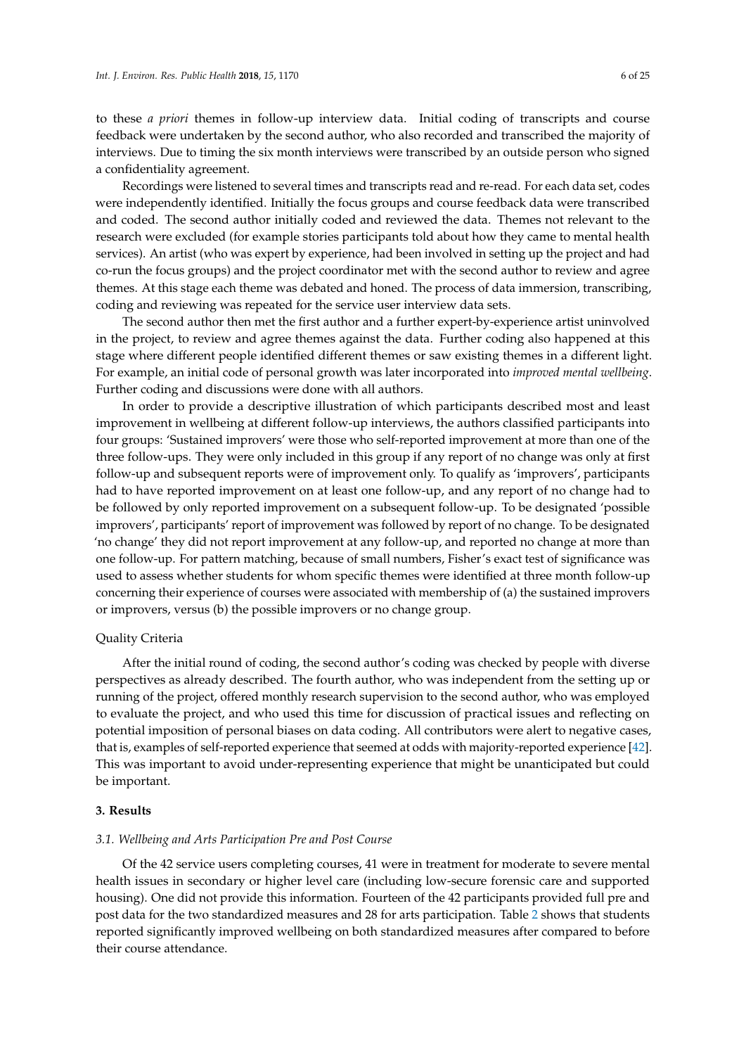to these *a priori* themes in follow-up interview data. Initial coding of transcripts and course feedback were undertaken by the second author, who also recorded and transcribed the majority of interviews. Due to timing the six month interviews were transcribed by an outside person who signed a confidentiality agreement.

Recordings were listened to several times and transcripts read and re-read. For each data set, codes were independently identified. Initially the focus groups and course feedback data were transcribed and coded. The second author initially coded and reviewed the data. Themes not relevant to the research were excluded (for example stories participants told about how they came to mental health services). An artist (who was expert by experience, had been involved in setting up the project and had co-run the focus groups) and the project coordinator met with the second author to review and agree themes. At this stage each theme was debated and honed. The process of data immersion, transcribing, coding and reviewing was repeated for the service user interview data sets.

The second author then met the first author and a further expert-by-experience artist uninvolved in the project, to review and agree themes against the data. Further coding also happened at this stage where different people identified different themes or saw existing themes in a different light. For example, an initial code of personal growth was later incorporated into *improved mental wellbeing*. Further coding and discussions were done with all authors.

In order to provide a descriptive illustration of which participants described most and least improvement in wellbeing at different follow-up interviews, the authors classified participants into four groups: 'Sustained improvers' were those who self-reported improvement at more than one of the three follow-ups. They were only included in this group if any report of no change was only at first follow-up and subsequent reports were of improvement only. To qualify as 'improvers', participants had to have reported improvement on at least one follow-up, and any report of no change had to be followed by only reported improvement on a subsequent follow-up. To be designated 'possible improvers', participants' report of improvement was followed by report of no change. To be designated 'no change' they did not report improvement at any follow-up, and reported no change at more than one follow-up. For pattern matching, because of small numbers, Fisher's exact test of significance was used to assess whether students for whom specific themes were identified at three month follow-up concerning their experience of courses were associated with membership of (a) the sustained improvers or improvers, versus (b) the possible improvers or no change group.

Quality Criteria

After the initial round of coding, the second author's coding was checked by people with diverse perspectives as already described. The fourth author, who was independent from the setting up or running of the project, offered monthly research supervision to the second author, who was employed to evaluate the project, and who used this time for discussion of practical issues and reflecting on potential imposition of personal biases on data coding. All contributors were alert to negative cases, that is, examples of self-reported experience that seemed at odds with majority-reported experience [42]. This was important to avoid under-representing experience that might be unanticipated but could be important.

## 3. Results

### 3.1. Wellbeing and Arts Participation Pre and Post Course

Of the 42 service users completing courses, 41 were in treatment for moderate to severe mental health issues in secondary or higher level care (including low-secure forensic care and supported housing). One did not provide this information. Fourteen of the 42 participants provided full pre and post data for the two standardized measures and 28 for arts participation. Table 2 shows that students reported significantly improved wellbeing on both standardized measures after compared to before their course attendance.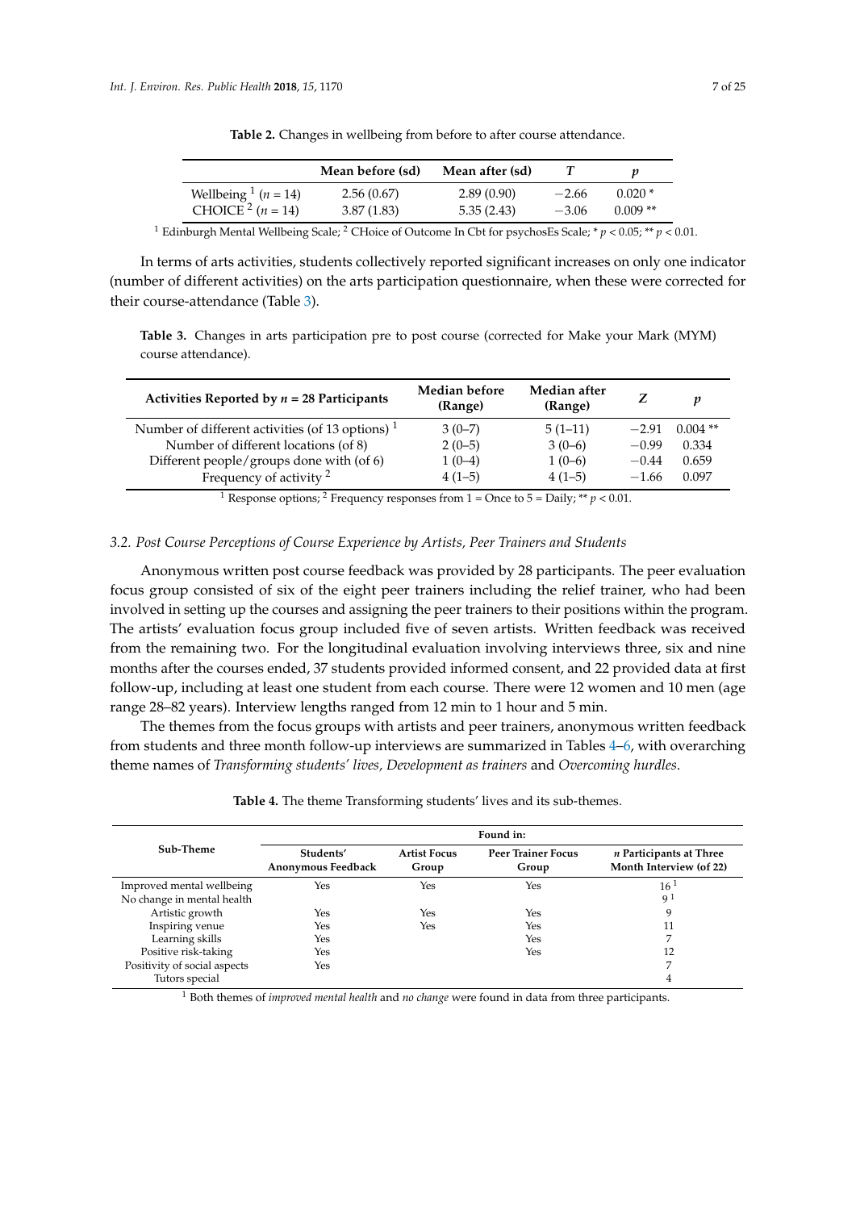**Table 2.** Changes in wellbeing from before to after course attendance.

| | Mean before (sd) | Mean after (sd) | $T$ | $p$ |
|---|---|---|---|---|
| Wellbeing [1] ($n$ = 14) | 2.56 (0.67) | 2.89 (0.90) | −2.66 | 0.020 * |
| CHOICE [2] ($n$ = 14) | 3.87 (1.83) | 5.35 (2.43) | −3.06 | 0.009 ** |

[1] Edinburgh Mental Wellbeing Scale; [2] CHoice of Outcome In Cbt for psychosEs Scale; * $p < 0.05$; ** $p < 0.01$.

In terms of arts activities, students collectively reported significant increases on only one indicator (number of different activities) on the arts participation questionnaire, when these were corrected for their course-attendance (Table 3).

**Table 3.** Changes in arts participation pre to post course (corrected for Make your Mark (MYM) course attendance).

| Activities Reported by $n$ = 28 Participants | Median before (Range) | Median after (Range) | $Z$ | $p$ |
|---|---|---|---|---|
| Number of different activities (of 13 options) [1] | 3 (0–7) | 5 (1–11) | −2.91 | 0.004 ** |
| Number of different locations (of 8) | 2 (0–5) | 3 (0–6) | −0.99 | 0.334 |
| Different people/groups done with (of 6) | 1 (0–4) | 1 (0–6) | −0.44 | 0.659 |
| Frequency of activity [2] | 4 (1–5) | 4 (1–5) | −1.66 | 0.097 |

[1] Response options; [2] Frequency responses from 1 = Once to 5 = Daily; ** $p < 0.01$.

### 3.2. Post Course Perceptions of Course Experience by Artists, Peer Trainers and Students

Anonymous written post course feedback was provided by 28 participants. The peer evaluation focus group consisted of six of the eight peer trainers including the relief trainer, who had been involved in setting up the courses and assigning the peer trainers to their positions within the program. The artists' evaluation focus group included five of seven artists. Written feedback was received from the remaining two. For the longitudinal evaluation involving interviews three, six and nine months after the courses ended, 37 students provided informed consent, and 22 provided data at first follow-up, including at least one student from each course. There were 12 women and 10 men (age range 28–82 years). Interview lengths ranged from 12 min to 1 hour and 5 min.

The themes from the focus groups with artists and peer trainers, anonymous written feedback from students and three month follow-up interviews are summarized in Tables 4–6, with overarching theme names of *Transforming students' lives, Development as trainers* and *Overcoming hurdles*.

**Table 4.** The theme Transforming students' lives and its sub-themes.

| Sub-Theme | Found in: | | | |
|---|---|---|---|---|
| | Students' Anonymous Feedback | Artist Focus Group | Peer Trainer Focus Group | $n$ Participants at Three Month Interview (of 22) |
| Improved mental wellbeing | Yes | Yes | Yes | 16 [1] |
| No change in mental health | | | | 9 [1] |
| Artistic growth | Yes | Yes | Yes | 9 |
| Inspiring venue | Yes | Yes | Yes | 11 |
| Learning skills | Yes | | Yes | 7 |
| Positive risk-taking | Yes | | Yes | 12 |
| Positivity of social aspects | Yes | | | 7 |
| Tutors special | | | | 4 |

[1] Both themes of *improved mental health* and *no change* were found in data from three participants.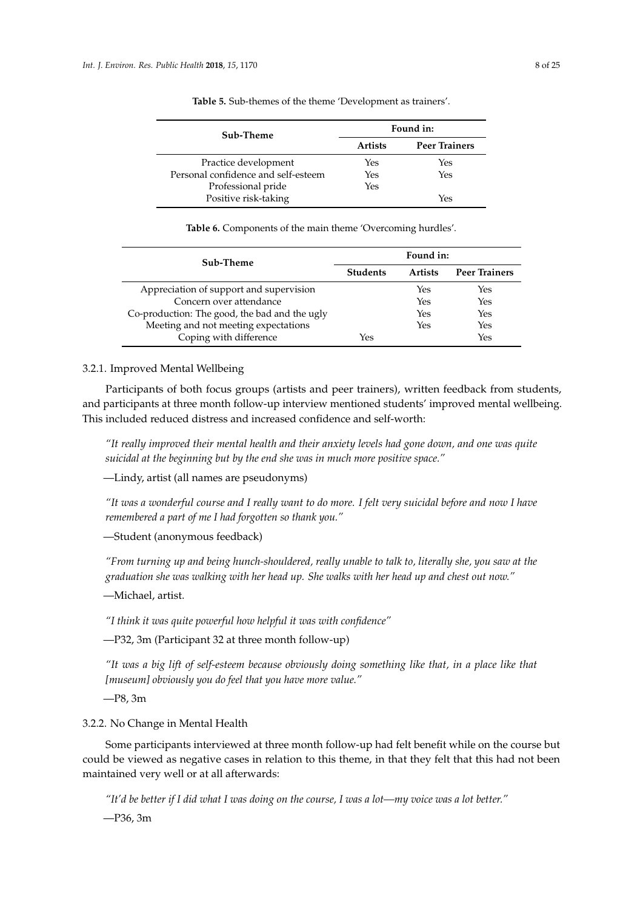**Table 5.** Sub-themes of the theme 'Development as trainers'.

| Sub-Theme | Found in: | |
|---|---|---|
| | Artists | Peer Trainers |
| Practice development | Yes | Yes |
| Personal confidence and self-esteem | Yes | Yes |
| Professional pride | Yes | |
| Positive risk-taking | | Yes |

**Table 6.** Components of the main theme 'Overcoming hurdles'.

| Sub-Theme | Found in: | | |
|---|---|---|---|
| | Students | Artists | Peer Trainers |
| Appreciation of support and supervision | | Yes | Yes |
| Concern over attendance | | Yes | Yes |
| Co-production: The good, the bad and the ugly | | Yes | Yes |
| Meeting and not meeting expectations | | Yes | Yes |
| Coping with difference | Yes | | Yes |

### 3.2.1. Improved Mental Wellbeing

Participants of both focus groups (artists and peer trainers), written feedback from students, and participants at three month follow-up interview mentioned students' improved mental wellbeing. This included reduced distress and increased confidence and self-worth:

> *"It really improved their mental health and their anxiety levels had gone down, and one was quite suicidal at the beginning but by the end she was in much more positive space."*
>
> —Lindy, artist (all names are pseudonyms)

> *"It was a wonderful course and I really want to do more. I felt very suicidal before and now I have remembered a part of me I had forgotten so thank you."*
>
> —Student (anonymous feedback)

> *"From turning up and being hunch-shouldered, really unable to talk to, literally she, you saw at the graduation she was walking with her head up. She walks with her head up and chest out now."*
>
> —Michael, artist.

> *"I think it was quite powerful how helpful it was with confidence"*
>
> —P32, 3m (Participant 32 at three month follow-up)

> *"It was a big lift of self-esteem because obviously doing something like that, in a place like that [museum] obviously you do feel that you have more value."*
>
> —P8, 3m

### 3.2.2. No Change in Mental Health

Some participants interviewed at three month follow-up had felt benefit while on the course but could be viewed as negative cases in relation to this theme, in that they felt that this had not been maintained very well or at all afterwards:

> *"It'd be better if I did what I was doing on the course, I was a lot—my voice was a lot better."*
>
> —P36, 3m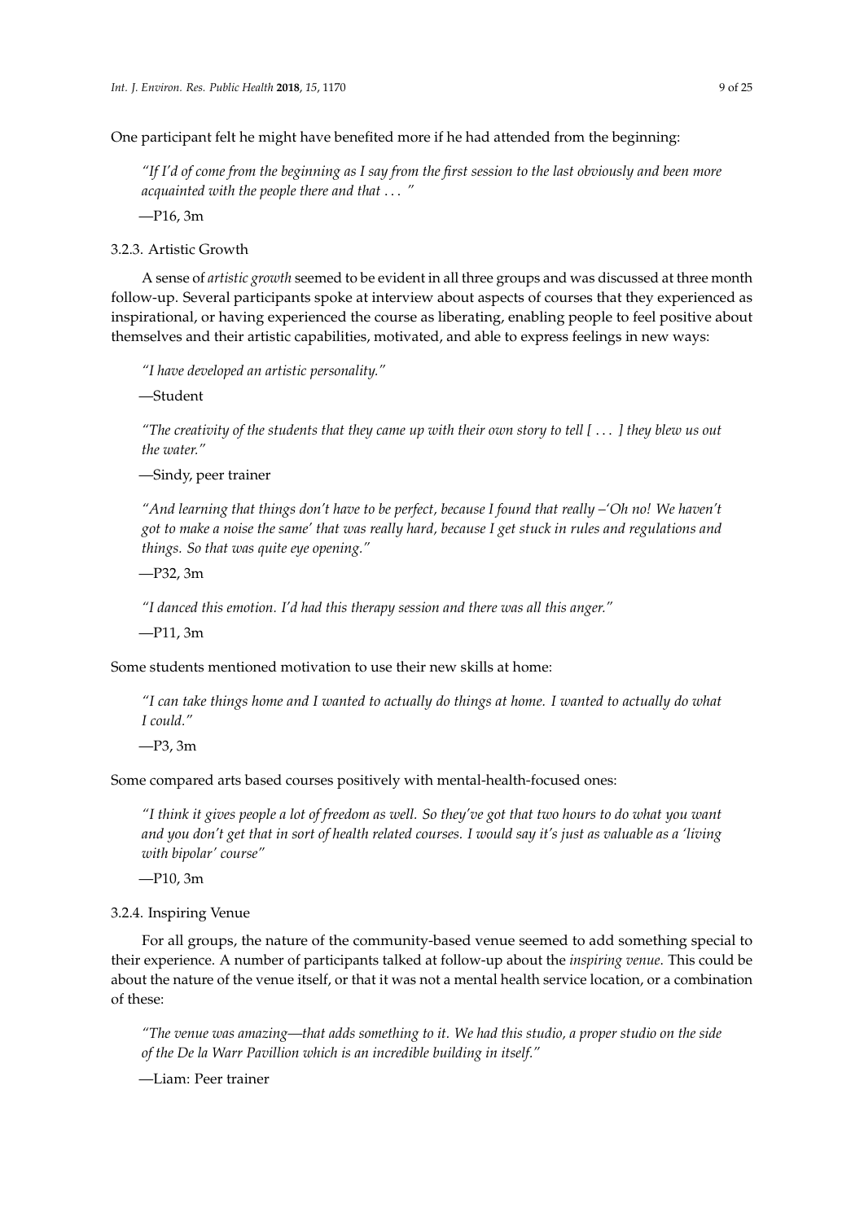One participant felt he might have benefited more if he had attended from the beginning:

> *"If I'd of come from the beginning as I say from the first session to the last obviously and been more acquainted with the people there and that . . . "*
>
> —P16, 3m

### 3.2.3. Artistic Growth

A sense of *artistic growth* seemed to be evident in all three groups and was discussed at three month follow-up. Several participants spoke at interview about aspects of courses that they experienced as inspirational, or having experienced the course as liberating, enabling people to feel positive about themselves and their artistic capabilities, motivated, and able to express feelings in new ways:

> *"I have developed an artistic personality."*
>
> —Student

> *"The creativity of the students that they came up with their own story to tell [ . . . ] they blew us out the water."*
>
> —Sindy, peer trainer

> *"And learning that things don't have to be perfect, because I found that really –'Oh no! We haven't got to make a noise the same' that was really hard, because I get stuck in rules and regulations and things. So that was quite eye opening."*
>
> —P32, 3m

> *"I danced this emotion. I'd had this therapy session and there was all this anger."*
>
> —P11, 3m

Some students mentioned motivation to use their new skills at home:

> *"I can take things home and I wanted to actually do things at home. I wanted to actually do what I could."*
>
> —P3, 3m

Some compared arts based courses positively with mental-health-focused ones:

> *"I think it gives people a lot of freedom as well. So they've got that two hours to do what you want and you don't get that in sort of health related courses. I would say it's just as valuable as a 'living with bipolar' course"*
>
> —P10, 3m

### 3.2.4. Inspiring Venue

For all groups, the nature of the community-based venue seemed to add something special to their experience. A number of participants talked at follow-up about the *inspiring venue*. This could be about the nature of the venue itself, or that it was not a mental health service location, or a combination of these:

> *"The venue was amazing—that adds something to it. We had this studio, a proper studio on the side of the De la Warr Pavillion which is an incredible building in itself."*
>
> —Liam: Peer trainer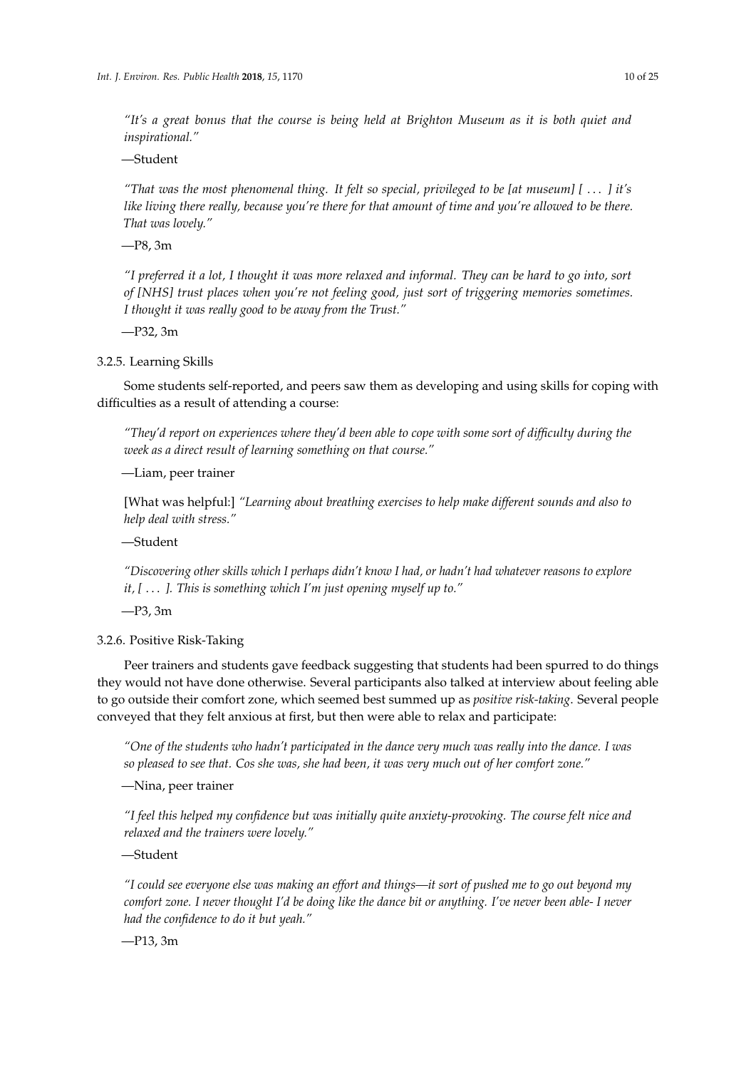*"It's a great bonus that the course is being held at Brighton Museum as it is both quiet and inspirational."*

—Student

*"That was the most phenomenal thing. It felt so special, privileged to be [at museum] [ . . . ] it's like living there really, because you're there for that amount of time and you're allowed to be there. That was lovely."*

—P8, 3m

*"I preferred it a lot, I thought it was more relaxed and informal. They can be hard to go into, sort of [NHS] trust places when you're not feeling good, just sort of triggering memories sometimes. I thought it was really good to be away from the Trust."*

—P32, 3m

### 3.2.5. Learning Skills

Some students self-reported, and peers saw them as developing and using skills for coping with difficulties as a result of attending a course:

*"They'd report on experiences where they'd been able to cope with some sort of difficulty during the week as a direct result of learning something on that course."*

—Liam, peer trainer

[What was helpful:] *"Learning about breathing exercises to help make different sounds and also to help deal with stress."*

—Student

*"Discovering other skills which I perhaps didn't know I had, or hadn't had whatever reasons to explore it, [ . . . ]. This is something which I'm just opening myself up to."*

—P3, 3m

### 3.2.6. Positive Risk-Taking

Peer trainers and students gave feedback suggesting that students had been spurred to do things they would not have done otherwise. Several participants also talked at interview about feeling able to go outside their comfort zone, which seemed best summed up as *positive risk-taking*. Several people conveyed that they felt anxious at first, but then were able to relax and participate:

*"One of the students who hadn't participated in the dance very much was really into the dance. I was so pleased to see that. Cos she was, she had been, it was very much out of her comfort zone."*

—Nina, peer trainer

*"I feel this helped my confidence but was initially quite anxiety-provoking. The course felt nice and relaxed and the trainers were lovely."*

—Student

*"I could see everyone else was making an effort and things—it sort of pushed me to go out beyond my comfort zone. I never thought I'd be doing like the dance bit or anything. I've never been able- I never had the confidence to do it but yeah."*

—P13, 3m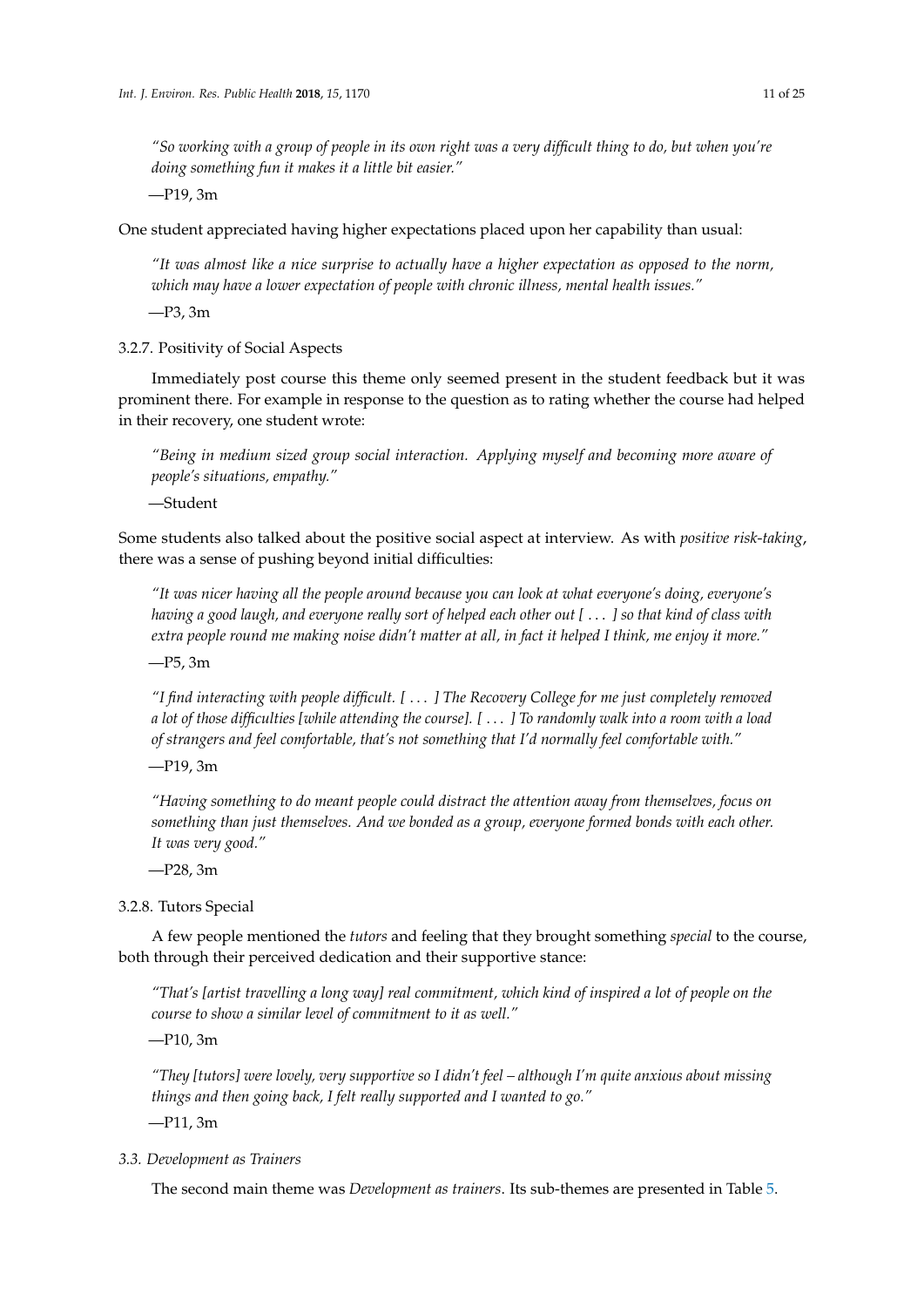> *"So working with a group of people in its own right was a very difficult thing to do, but when you're doing something fun it makes it a little bit easier."*
>
> —P19, 3m

One student appreciated having higher expectations placed upon her capability than usual:

> *"It was almost like a nice surprise to actually have a higher expectation as opposed to the norm, which may have a lower expectation of people with chronic illness, mental health issues."*
>
> —P3, 3m

#### 3.2.7. Positivity of Social Aspects

Immediately post course this theme only seemed present in the student feedback but it was prominent there. For example in response to the question as to rating whether the course had helped in their recovery, one student wrote:

> *"Being in medium sized group social interaction. Applying myself and becoming more aware of people's situations, empathy."*
>
> —Student

Some students also talked about the positive social aspect at interview. As with *positive risk-taking*, there was a sense of pushing beyond initial difficulties:

> *"It was nicer having all the people around because you can look at what everyone's doing, everyone's having a good laugh, and everyone really sort of helped each other out [ ... ] so that kind of class with extra people round me making noise didn't matter at all, in fact it helped I think, me enjoy it more."*
>
> —P5, 3m

> *"I find interacting with people difficult. [ ... ] The Recovery College for me just completely removed a lot of those difficulties [while attending the course]. [ ... ] To randomly walk into a room with a load of strangers and feel comfortable, that's not something that I'd normally feel comfortable with."*
>
> —P19, 3m

> *"Having something to do meant people could distract the attention away from themselves, focus on something than just themselves. And we bonded as a group, everyone formed bonds with each other. It was very good."*
>
> —P28, 3m

#### 3.2.8. Tutors Special

A few people mentioned the *tutors* and feeling that they brought something *special* to the course, both through their perceived dedication and their supportive stance:

> *"That's [artist travelling a long way] real commitment, which kind of inspired a lot of people on the course to show a similar level of commitment to it as well."*
>
> —P10, 3m

> *"They [tutors] were lovely, very supportive so I didn't feel – although I'm quite anxious about missing things and then going back, I felt really supported and I wanted to go."*
>
> —P11, 3m

### *3.3. Development as Trainers*

The second main theme was *Development as trainers*. Its sub-themes are presented in Table 5.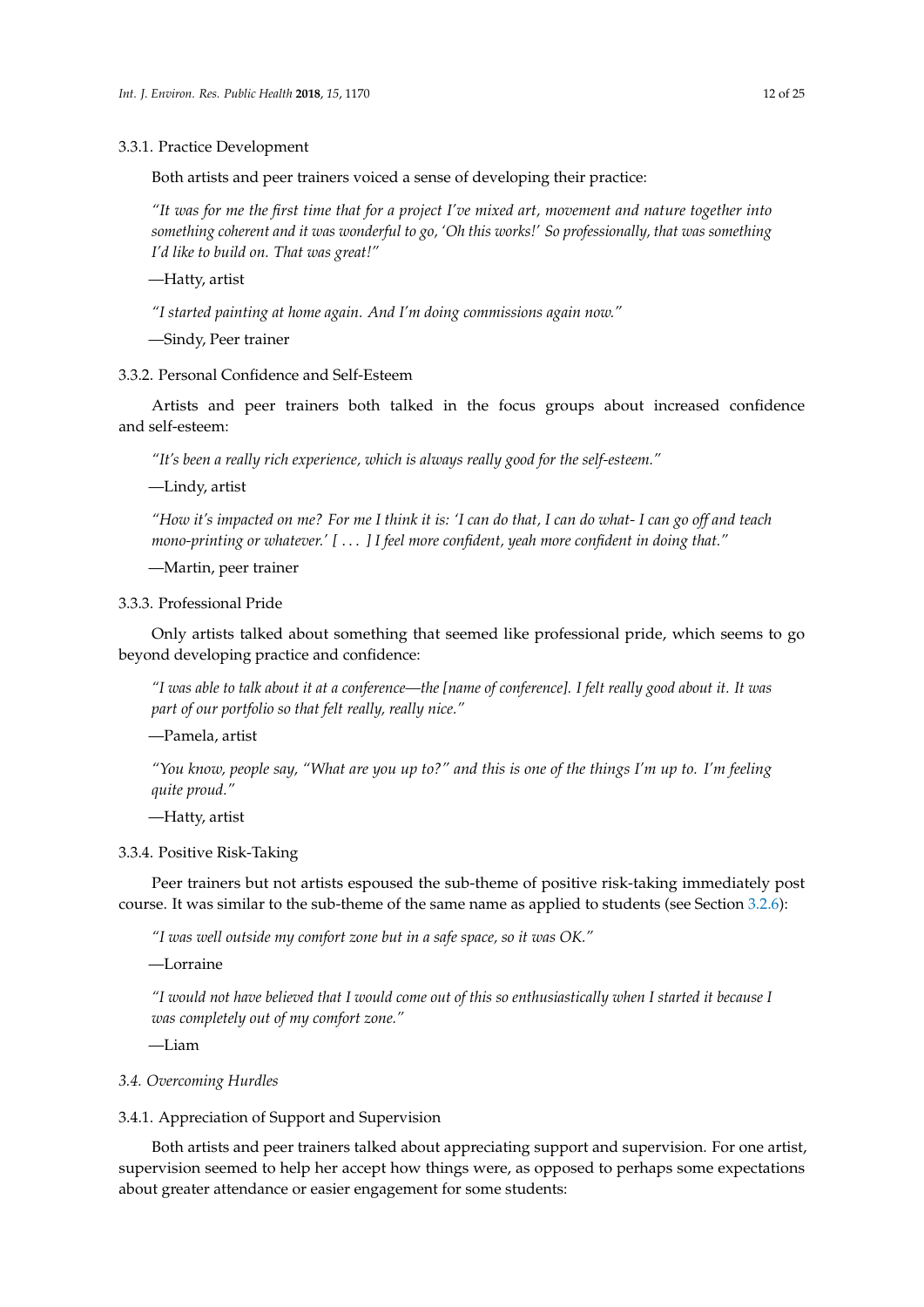#### 3.3.1. Practice Development

Both artists and peer trainers voiced a sense of developing their practice:

> *"It was for me the first time that for a project I've mixed art, movement and nature together into something coherent and it was wonderful to go, 'Oh this works!' So professionally, that was something I'd like to build on. That was great!"*
>
> —Hatty, artist

> *"I started painting at home again. And I'm doing commissions again now."*
>
> —Sindy, Peer trainer

#### 3.3.2. Personal Confidence and Self-Esteem

Artists and peer trainers both talked in the focus groups about increased confidence and self-esteem:

> *"It's been a really rich experience, which is always really good for the self-esteem."*
>
> —Lindy, artist

> *"How it's impacted on me? For me I think it is: 'I can do that, I can do what- I can go off and teach mono-printing or whatever.' [ ... ] I feel more confident, yeah more confident in doing that."*
>
> —Martin, peer trainer

#### 3.3.3. Professional Pride

Only artists talked about something that seemed like professional pride, which seems to go beyond developing practice and confidence:

> *"I was able to talk about it at a conference—the [name of conference]. I felt really good about it. It was part of our portfolio so that felt really, really nice."*
>
> —Pamela, artist

> *"You know, people say, "What are you up to?" and this is one of the things I'm up to. I'm feeling quite proud."*
>
> —Hatty, artist

#### 3.3.4. Positive Risk-Taking

Peer trainers but not artists espoused the sub-theme of positive risk-taking immediately post course. It was similar to the sub-theme of the same name as applied to students (see Section 3.2.6):

> *"I was well outside my comfort zone but in a safe space, so it was OK."*
>
> —Lorraine

> *"I would not have believed that I would come out of this so enthusiastically when I started it because I was completely out of my comfort zone."*
>
> —Liam

### *3.4. Overcoming Hurdles*

#### 3.4.1. Appreciation of Support and Supervision

Both artists and peer trainers talked about appreciating support and supervision. For one artist, supervision seemed to help her accept how things were, as opposed to perhaps some expectations about greater attendance or easier engagement for some students: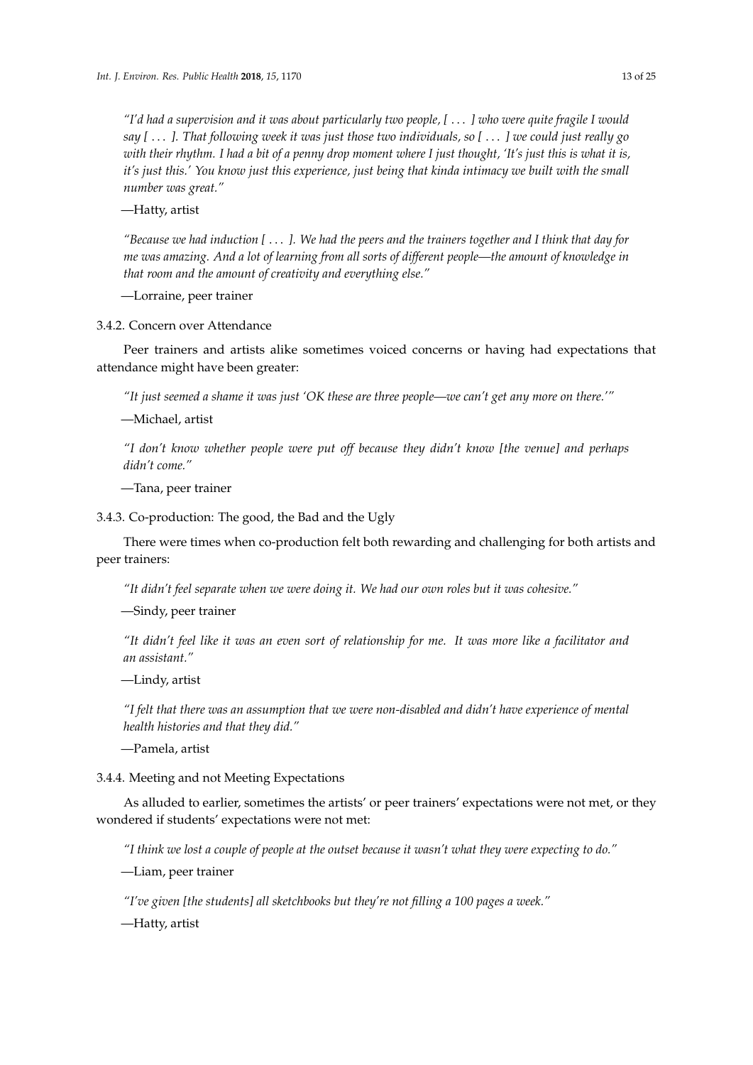*"I'd had a supervision and it was about particularly two people, [ . . . ] who were quite fragile I would say [ . . . ]. That following week it was just those two individuals, so [ . . . ] we could just really go with their rhythm. I had a bit of a penny drop moment where I just thought, 'It's just this is what it is, it's just this.' You know just this experience, just being that kinda intimacy we built with the small number was great."*

—Hatty, artist

*"Because we had induction [ . . . ]. We had the peers and the trainers together and I think that day for me was amazing. And a lot of learning from all sorts of different people—the amount of knowledge in that room and the amount of creativity and everything else."*

—Lorraine, peer trainer

#### 3.4.2. Concern over Attendance

Peer trainers and artists alike sometimes voiced concerns or having had expectations that attendance might have been greater:

*"It just seemed a shame it was just 'OK these are three people—we can't get any more on there.'"*

—Michael, artist

*"I don't know whether people were put off because they didn't know [the venue] and perhaps didn't come."*

—Tana, peer trainer

#### 3.4.3. Co-production: The good, the Bad and the Ugly

There were times when co-production felt both rewarding and challenging for both artists and peer trainers:

*"It didn't feel separate when we were doing it. We had our own roles but it was cohesive."*

—Sindy, peer trainer

*"It didn't feel like it was an even sort of relationship for me. It was more like a facilitator and an assistant."*

—Lindy, artist

*"I felt that there was an assumption that we were non-disabled and didn't have experience of mental health histories and that they did."*

—Pamela, artist

#### 3.4.4. Meeting and not Meeting Expectations

As alluded to earlier, sometimes the artists' or peer trainers' expectations were not met, or they wondered if students' expectations were not met:

*"I think we lost a couple of people at the outset because it wasn't what they were expecting to do."*

—Liam, peer trainer

*"I've given [the students] all sketchbooks but they're not filling a 100 pages a week."*

—Hatty, artist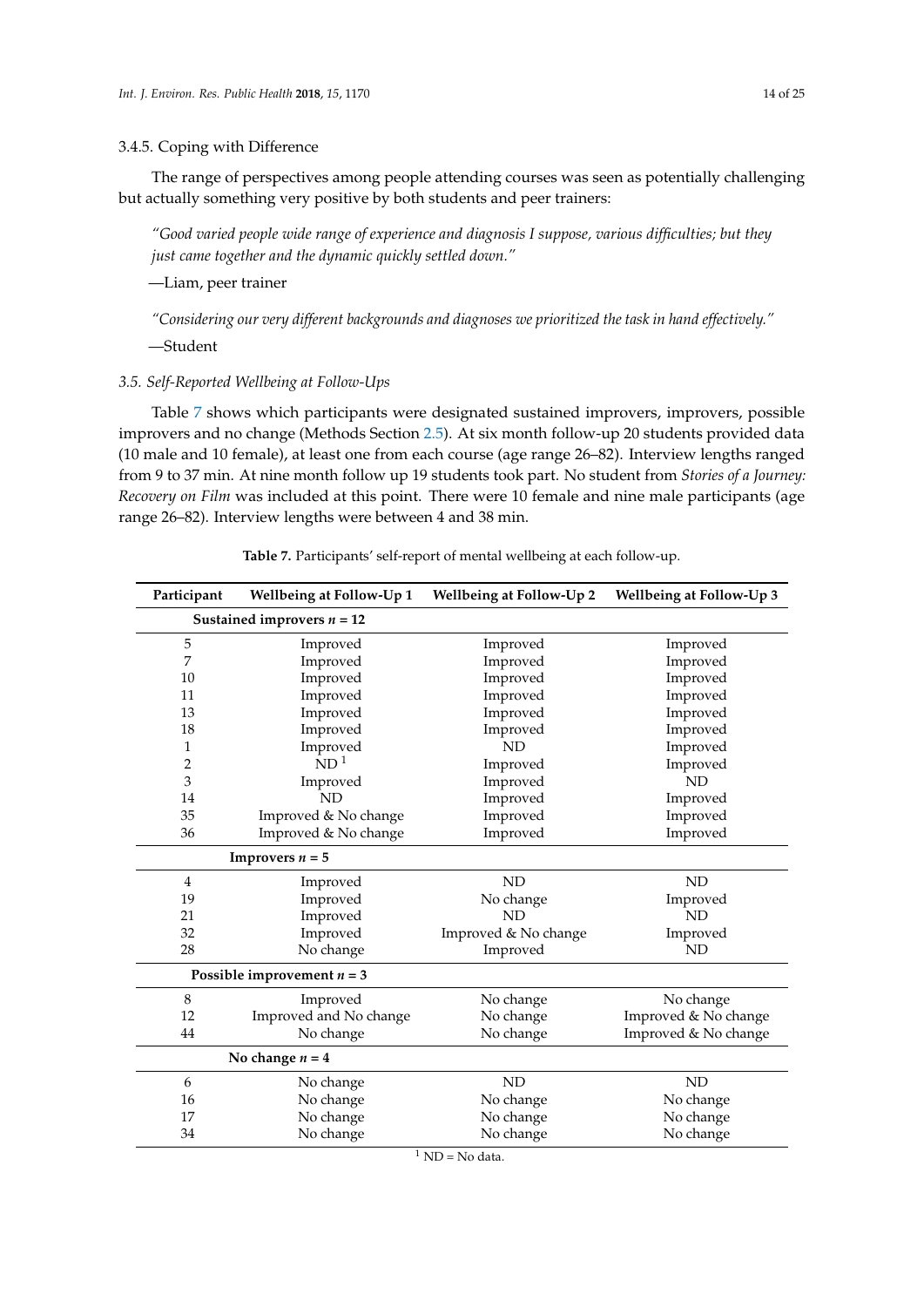#### 3.4.5. Coping with Difference

The range of perspectives among people attending courses was seen as potentially challenging but actually something very positive by both students and peer trainers:

*"Good varied people wide range of experience and diagnosis I suppose, various difficulties; but they just came together and the dynamic quickly settled down."*

—Liam, peer trainer

*"Considering our very different backgrounds and diagnoses we prioritized the task in hand effectively."*

—Student

### 3.5. Self-Reported Wellbeing at Follow-Ups

Table 7 shows which participants were designated sustained improvers, improvers, possible improvers and no change (Methods Section 2.5). At six month follow-up 20 students provided data (10 male and 10 female), at least one from each course (age range 26–82). Interview lengths ranged from 9 to 37 min. At nine month follow up 19 students took part. No student from *Stories of a Journey: Recovery on Film* was included at this point. There were 10 female and nine male participants (age range 26–82). Interview lengths were between 4 and 38 min.

**Table 7.** Participants' self-report of mental wellbeing at each follow-up.

| Participant | Wellbeing at Follow-Up 1 | Wellbeing at Follow-Up 2 | Wellbeing at Follow-Up 3 |
|---|---|---|---|
| **Sustained improvers $n = 12$** | | | |
| 5 | Improved | Improved | Improved |
| 7 | Improved | Improved | Improved |
| 10 | Improved | Improved | Improved |
| 11 | Improved | Improved | Improved |
| 13 | Improved | Improved | Improved |
| 18 | Improved | Improved | Improved |
| 1 | Improved | ND | Improved |
| 2 | ND [1] | Improved | Improved |
| 3 | Improved | Improved | ND |
| 14 | ND | Improved | Improved |
| 35 | Improved & No change | Improved | Improved |
| 36 | Improved & No change | Improved | Improved |
| **Improvers $n = 5$** | | | |
| 4 | Improved | ND | ND |
| 19 | Improved | No change | Improved |
| 21 | Improved | ND | ND |
| 32 | Improved | Improved & No change | Improved |
| 28 | No change | Improved | ND |
| **Possible improvement $n = 3$** | | | |
| 8 | Improved | No change | No change |
| 12 | Improved and No change | No change | Improved & No change |
| 44 | No change | No change | Improved & No change |
| **No change $n = 4$** | | | |
| 6 | No change | ND | ND |
| 16 | No change | No change | No change |
| 17 | No change | No change | No change |
| 34 | No change | No change | No change |

[1] ND = No data.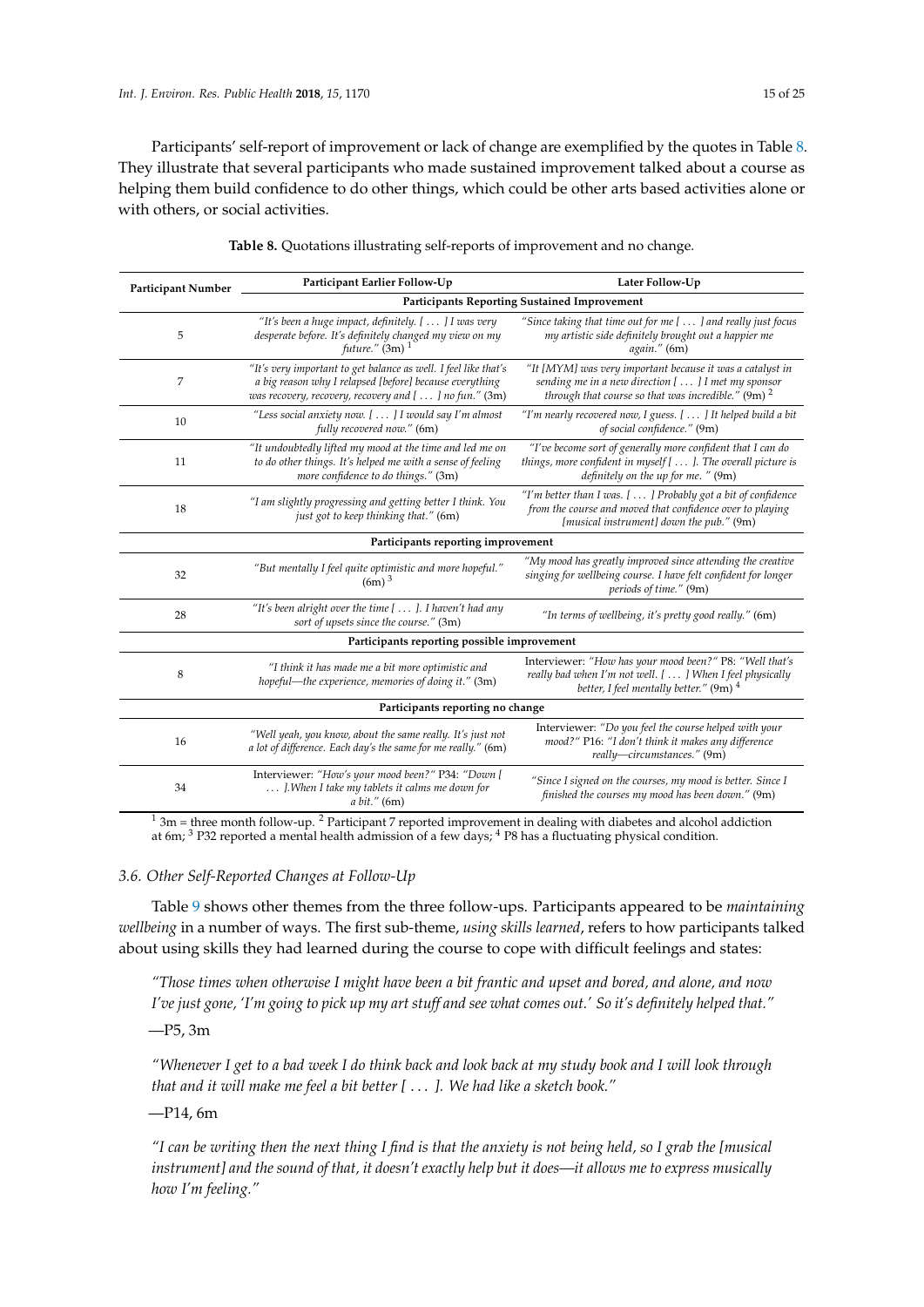Participants' self-report of improvement or lack of change are exemplified by the quotes in Table 8. They illustrate that several participants who made sustained improvement talked about a course as helping them build confidence to do other things, which could be other arts based activities alone or with others, or social activities.

**Table 8.** Quotations illustrating self-reports of improvement and no change.

| Participant Number | Participant Earlier Follow-Up | Later Follow-Up |
| --- | --- | --- |
| **Participants Reporting Sustained Improvement** | | |
| 5 | *"It's been a huge impact, definitely. [ … ] I was very desperate before. It's definitely changed my view on my future."* (3m) [1] | *"Since taking that time out for me [ … ] and really just focus my artistic side definitely brought out a happier me again."* (6m) |
| 7 | *"It's very important to get balance as well. I feel like that's a big reason why I relapsed [before] because everything was recovery, recovery, recovery and [ … ] no fun."* (3m) | *"It [MYM] was very important because it was a catalyst in sending me in a new direction [ … ] I met my sponsor through that course so that was incredible."* (9m) [2] |
| 10 | *"Less social anxiety now. [ … ] I would say I'm almost fully recovered now."* (6m) | *"I'm nearly recovered now, I guess. [ … ] It helped build a bit of social confidence."* (9m) |
| 11 | *"It undoubtedly lifted my mood at the time and led me on to do other things. It's helped me with a sense of feeling more confidence to do things."* (3m) | *"I've become sort of generally more confident that I can do things, more confident in myself [ … ]. The overall picture is definitely on the up for me. "* (9m) |
| 18 | *"I am slightly progressing and getting better I think. You just got to keep thinking that."* (6m) | *"I'm better than I was. [ … ] Probably got a bit of confidence from the course and moved that confidence over to playing [musical instrument] down the pub."* (9m) |
| **Participants reporting improvement** | | |
| 32 | *"But mentally I feel quite optimistic and more hopeful."* (6m) [3] | *"My mood has greatly improved since attending the creative singing for wellbeing course. I have felt confident for longer periods of time."* (9m) |
| 28 | *"It's been alright over the time [ … ]. I haven't had any sort of upsets since the course."* (3m) | *"In terms of wellbeing, it's pretty good really."* (6m) |
| **Participants reporting possible improvement** | | |
| 8 | *"I think it has made me a bit more optimistic and hopeful—the experience, memories of doing it."* (3m) | Interviewer: *"How has your mood been?"* P8: *"Well that's really bad when I'm not well. [ … ] When I feel physically better, I feel mentally better."* (9m) [4] |
| **Participants reporting no change** | | |
| 16 | *"Well yeah, you know, about the same really. It's just not a lot of difference. Each day's the same for me really."* (6m) | Interviewer: *"Do you feel the course helped with your mood?"* P16: *"I don't think it makes any difference really—circumstances."* (9m) |
| 34 | Interviewer: *"How's your mood been?"* P34: *"Down [ … ].When I take my tablets it calms me down for a bit."* (6m) | *"Since I signed on the courses, my mood is better. Since I finished the courses my mood has been down."* (9m) |

[1] 3m = three month follow-up. [2] Participant 7 reported improvement in dealing with diabetes and alcohol addiction at 6m; [3] P32 reported a mental health admission of a few days; [4] P8 has a fluctuating physical condition.

### 3.6. Other Self-Reported Changes at Follow-Up

Table 9 shows other themes from the three follow-ups. Participants appeared to be *maintaining wellbeing* in a number of ways. The first sub-theme, *using skills learned*, refers to how participants talked about using skills they had learned during the course to cope with difficult feelings and states:

> *"Those times when otherwise I might have been a bit frantic and upset and bored, and alone, and now I've just gone, 'I'm going to pick up my art stuff and see what comes out.' So it's definitely helped that."*
>
> —P5, 3m

> *"Whenever I get to a bad week I do think back and look back at my study book and I will look through that and it will make me feel a bit better [ … ]. We had like a sketch book."*
>
> —P14, 6m

> *"I can be writing then the next thing I find is that the anxiety is not being held, so I grab the [musical instrument] and the sound of that, it doesn't exactly help but it does—it allows me to express musically how I'm feeling."*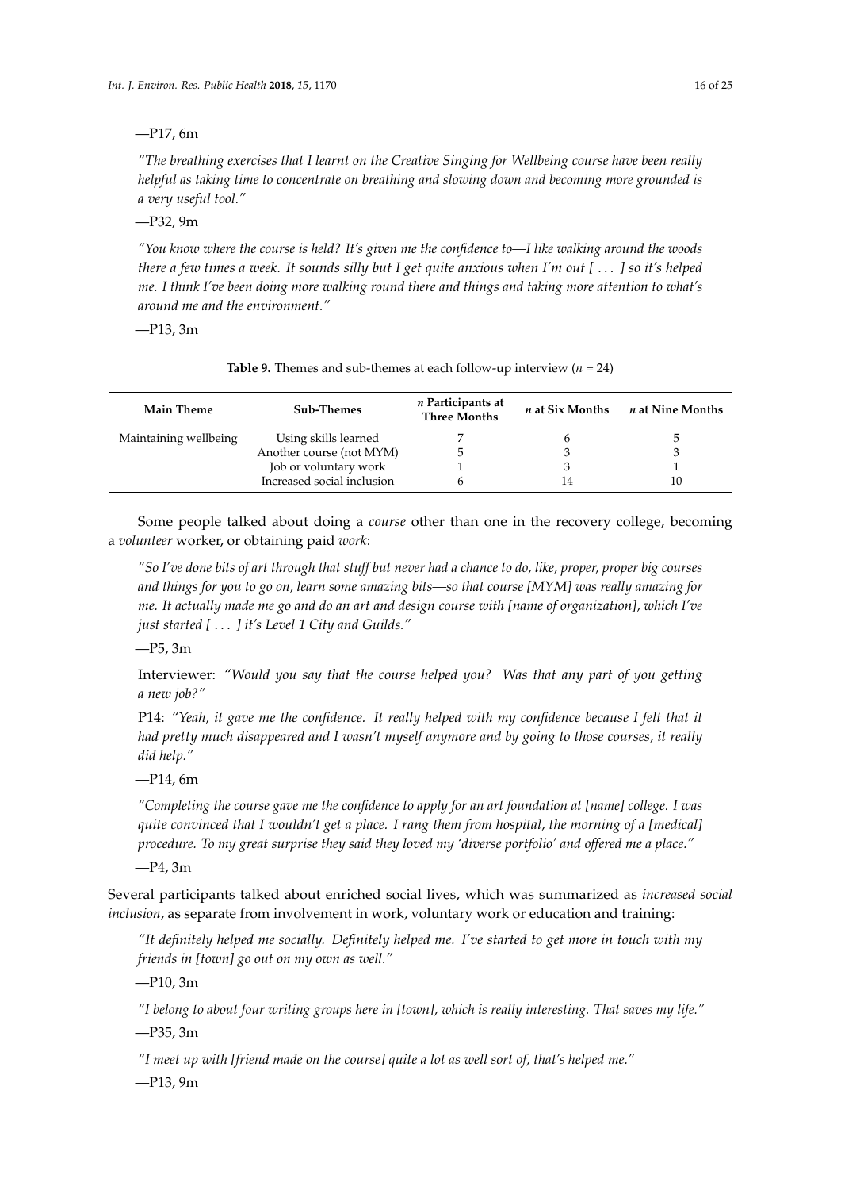—P17, 6m

*"The breathing exercises that I learnt on the Creative Singing for Wellbeing course have been really helpful as taking time to concentrate on breathing and slowing down and becoming more grounded is a very useful tool."*

—P32, 9m

*"You know where the course is held? It's given me the confidence to—I like walking around the woods there a few times a week. It sounds silly but I get quite anxious when I'm out [ ... ] so it's helped me. I think I've been doing more walking round there and things and taking more attention to what's around me and the environment."*

—P13, 3m

**Table 9.** Themes and sub-themes at each follow-up interview (*n* = 24)

| Main Theme | Sub-Themes | *n* Participants at Three Months | *n* at Six Months | *n* at Nine Months |
|---|---|---|---|---|
| Maintaining wellbeing | Using skills learned | 7 | 6 | 5 |
| | Another course (not MYM) | 5 | 3 | 3 |
| | Job or voluntary work | 1 | 3 | 1 |
| | Increased social inclusion | 6 | 14 | 10 |

Some people talked about doing a *course* other than one in the recovery college, becoming a *volunteer* worker, or obtaining paid *work*:

*"So I've done bits of art through that stuff but never had a chance to do, like, proper, proper big courses and things for you to go on, learn some amazing bits—so that course [MYM] was really amazing for me. It actually made me go and do an art and design course with [name of organization], which I've just started [ ... ] it's Level 1 City and Guilds."*

—P5, 3m

Interviewer: *"Would you say that the course helped you? Was that any part of you getting a new job?"*

P14: *"Yeah, it gave me the confidence. It really helped with my confidence because I felt that it had pretty much disappeared and I wasn't myself anymore and by going to those courses, it really did help."*

—P14, 6m

*"Completing the course gave me the confidence to apply for an art foundation at [name] college. I was quite convinced that I wouldn't get a place. I rang them from hospital, the morning of a [medical] procedure. To my great surprise they said they loved my 'diverse portfolio' and offered me a place."*

—P4, 3m

Several participants talked about enriched social lives, which was summarized as *increased social inclusion*, as separate from involvement in work, voluntary work or education and training:

*"It definitely helped me socially. Definitely helped me. I've started to get more in touch with my friends in [town] go out on my own as well."*

—P10, 3m

*"I belong to about four writing groups here in [town], which is really interesting. That saves my life."*

—P35, 3m

*"I meet up with [friend made on the course] quite a lot as well sort of, that's helped me."*

—P13, 9m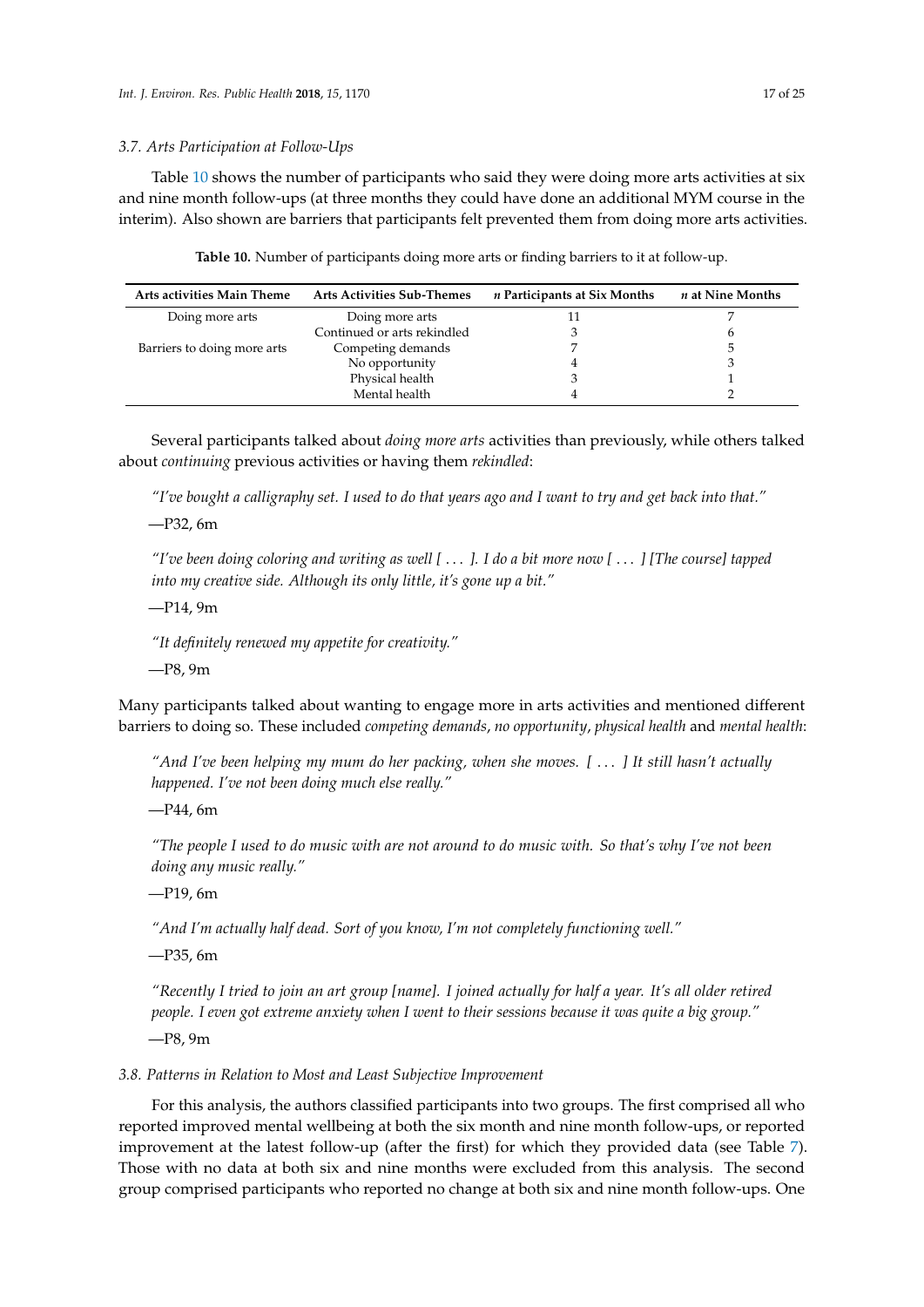### 3.7. Arts Participation at Follow-Ups

Table 10 shows the number of participants who said they were doing more arts activities at six and nine month follow-ups (at three months they could have done an additional MYM course in the interim). Also shown are barriers that participants felt prevented them from doing more arts activities.

**Table 10.** Number of participants doing more arts or finding barriers to it at follow-up.

| Arts activities Main Theme | Arts Activities Sub-Themes | *n* Participants at Six Months | *n* at Nine Months |
|---|---|---|---|
| Doing more arts | Doing more arts | 11 | 7 |
| | Continued or arts rekindled | 3 | 6 |
| Barriers to doing more arts | Competing demands | 7 | 5 |
| | No opportunity | 4 | 3 |
| | Physical health | 3 | 1 |
| | Mental health | 4 | 2 |

Several participants talked about *doing more arts* activities than previously, while others talked about *continuing* previous activities or having them *rekindled*:

> *"I've bought a calligraphy set. I used to do that years ago and I want to try and get back into that."*
>
> —P32, 6m

> *"I've been doing coloring and writing as well [ . . . ]. I do a bit more now [ . . . ] [The course] tapped into my creative side. Although its only little, it's gone up a bit."*
>
> —P14, 9m

> *"It definitely renewed my appetite for creativity."*
>
> —P8, 9m

Many participants talked about wanting to engage more in arts activities and mentioned different barriers to doing so. These included *competing demands*, *no opportunity*, *physical health* and *mental health*:

> *"And I've been helping my mum do her packing, when she moves. [ . . . ] It still hasn't actually happened. I've not been doing much else really."*
>
> —P44, 6m

> *"The people I used to do music with are not around to do music with. So that's why I've not been doing any music really."*
>
> —P19, 6m

> *"And I'm actually half dead. Sort of you know, I'm not completely functioning well."*
>
> —P35, 6m

> *"Recently I tried to join an art group [name]. I joined actually for half a year. It's all older retired people. I even got extreme anxiety when I went to their sessions because it was quite a big group."*
>
> —P8, 9m

### 3.8. Patterns in Relation to Most and Least Subjective Improvement

For this analysis, the authors classified participants into two groups. The first comprised all who reported improved mental wellbeing at both the six month and nine month follow-ups, or reported improvement at the latest follow-up (after the first) for which they provided data (see Table 7). Those with no data at both six and nine months were excluded from this analysis. The second group comprised participants who reported no change at both six and nine month follow-ups. One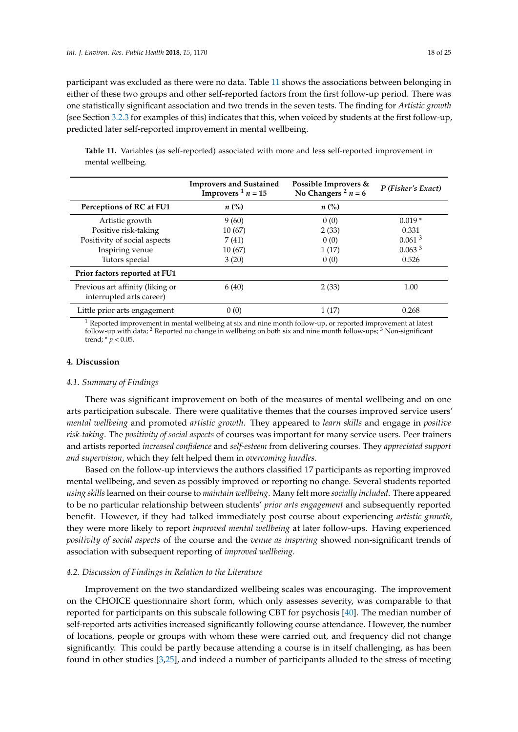participant was excluded as there were no data. Table 11 shows the associations between belonging in either of these two groups and other self-reported factors from the first follow-up period. There was one statistically significant association and two trends in the seven tests. The finding for *Artistic growth* (see Section 3.2.3 for examples of this) indicates that this, when voiced by students at the first follow-up, predicted later self-reported improvement in mental wellbeing.

**Table 11.** Variables (as self-reported) associated with more and less self-reported improvement in mental wellbeing.

| | Improvers and Sustained Improvers [1] $n = 15$ | Possible Improvers & No Changers [2] $n = 6$ | *P (Fisher's Exact)* |
|---|---|---|---|
| **Perceptions of RC at FU1** | *n* (%) | *n* (%) | |
| Artistic growth | 9 (60) | 0 (0) | 0.019 * |
| Positive risk-taking | 10 (67) | 2 (33) | 0.331 |
| Positivity of social aspects | 7 (41) | 0 (0) | 0.061 [3] |
| Inspiring venue | 10 (67) | 1 (17) | 0.063 [3] |
| Tutors special | 3 (20) | 0 (0) | 0.526 |
| **Prior factors reported at FU1** | | | |
| Previous art affinity (liking or interrupted arts career) | 6 (40) | 2 (33) | 1.00 |
| Little prior arts engagement | 0 (0) | 1 (17) | 0.268 |

[1] Reported improvement in mental wellbeing at six and nine month follow-up, or reported improvement at latest follow-up with data; [2] Reported no change in wellbeing on both six and nine month follow-ups; [3] Non-significant trend; * $p < 0.05$.

## 4. Discussion

### 4.1. Summary of Findings

There was significant improvement on both of the measures of mental wellbeing and on one arts participation subscale. There were qualitative themes that the courses improved service users' *mental wellbeing* and promoted *artistic growth*. They appeared to *learn skills* and engage in *positive risk-taking*. The *positivity of social aspects* of courses was important for many service users. Peer trainers and artists reported *increased confidence* and *self-esteem* from delivering courses. They *appreciated support and supervision*, which they felt helped them in *overcoming hurdles*.

Based on the follow-up interviews the authors classified 17 participants as reporting improved mental wellbeing, and seven as possibly improved or reporting no change. Several students reported *using skills* learned on their course to *maintain wellbeing*. Many felt more *socially included*. There appeared to be no particular relationship between students' *prior arts engagement* and subsequently reported benefit. However, if they had talked immediately post course about experiencing *artistic growth*, they were more likely to report *improved mental wellbeing* at later follow-ups. Having experienced *positivity of social aspects* of the course and the *venue as inspiring* showed non-significant trends of association with subsequent reporting of *improved wellbeing*.

### 4.2. Discussion of Findings in Relation to the Literature

Improvement on the two standardized wellbeing scales was encouraging. The improvement on the CHOICE questionnaire short form, which only assesses severity, was comparable to that reported for participants on this subscale following CBT for psychosis [40]. The median number of self-reported arts activities increased significantly following course attendance. However, the number of locations, people or groups with whom these were carried out, and frequency did not change significantly. This could be partly because attending a course is in itself challenging, as has been found in other studies [3,25], and indeed a number of participants alluded to the stress of meeting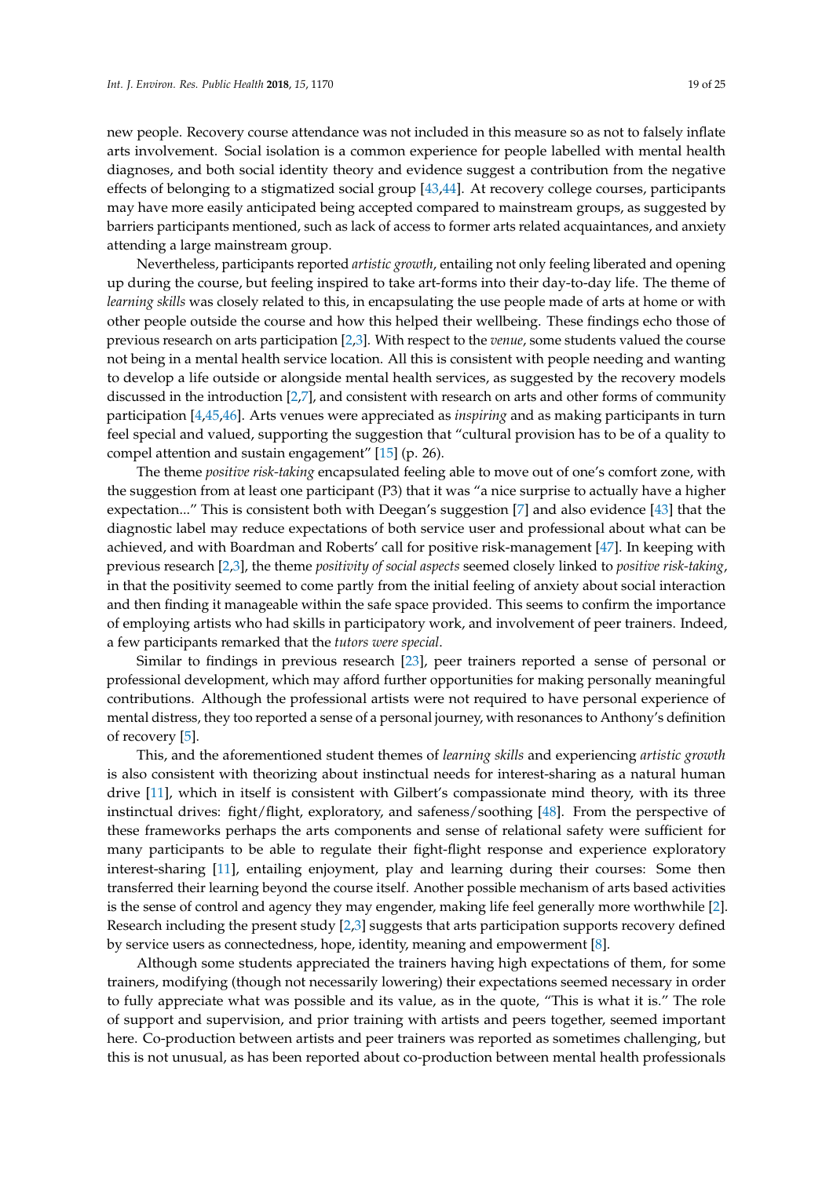new people. Recovery course attendance was not included in this measure so as not to falsely inflate arts involvement. Social isolation is a common experience for people labelled with mental health diagnoses, and both social identity theory and evidence suggest a contribution from the negative effects of belonging to a stigmatized social group [43,44]. At recovery college courses, participants may have more easily anticipated being accepted compared to mainstream groups, as suggested by barriers participants mentioned, such as lack of access to former arts related acquaintances, and anxiety attending a large mainstream group.

Nevertheless, participants reported *artistic growth*, entailing not only feeling liberated and opening up during the course, but feeling inspired to take art-forms into their day-to-day life. The theme of *learning skills* was closely related to this, in encapsulating the use people made of arts at home or with other people outside the course and how this helped their wellbeing. These findings echo those of previous research on arts participation [2,3]. With respect to the *venue*, some students valued the course not being in a mental health service location. All this is consistent with people needing and wanting to develop a life outside or alongside mental health services, as suggested by the recovery models discussed in the introduction [2,7], and consistent with research on arts and other forms of community participation [4,45,46]. Arts venues were appreciated as *inspiring* and as making participants in turn feel special and valued, supporting the suggestion that "cultural provision has to be of a quality to compel attention and sustain engagement" [15] (p. 26).

The theme *positive risk-taking* encapsulated feeling able to move out of one's comfort zone, with the suggestion from at least one participant (P3) that it was "a nice surprise to actually have a higher expectation..." This is consistent both with Deegan's suggestion [7] and also evidence [43] that the diagnostic label may reduce expectations of both service user and professional about what can be achieved, and with Boardman and Roberts' call for positive risk-management [47]. In keeping with previous research [2,3], the theme *positivity of social aspects* seemed closely linked to *positive risk-taking*, in that the positivity seemed to come partly from the initial feeling of anxiety about social interaction and then finding it manageable within the safe space provided. This seems to confirm the importance of employing artists who had skills in participatory work, and involvement of peer trainers. Indeed, a few participants remarked that the *tutors were special*.

Similar to findings in previous research [23], peer trainers reported a sense of personal or professional development, which may afford further opportunities for making personally meaningful contributions. Although the professional artists were not required to have personal experience of mental distress, they too reported a sense of a personal journey, with resonances to Anthony's definition of recovery [5].

This, and the aforementioned student themes of *learning skills* and experiencing *artistic growth* is also consistent with theorizing about instinctual needs for interest-sharing as a natural human drive [11], which in itself is consistent with Gilbert's compassionate mind theory, with its three instinctual drives: fight/flight, exploratory, and safeness/soothing [48]. From the perspective of these frameworks perhaps the arts components and sense of relational safety were sufficient for many participants to be able to regulate their fight-flight response and experience exploratory interest-sharing [11], entailing enjoyment, play and learning during their courses: Some then transferred their learning beyond the course itself. Another possible mechanism of arts based activities is the sense of control and agency they may engender, making life feel generally more worthwhile [2]. Research including the present study [2,3] suggests that arts participation supports recovery defined by service users as connectedness, hope, identity, meaning and empowerment [8].

Although some students appreciated the trainers having high expectations of them, for some trainers, modifying (though not necessarily lowering) their expectations seemed necessary in order to fully appreciate what was possible and its value, as in the quote, "This is what it is." The role of support and supervision, and prior training with artists and peers together, seemed important here. Co-production between artists and peer trainers was reported as sometimes challenging, but this is not unusual, as has been reported about co-production between mental health professionals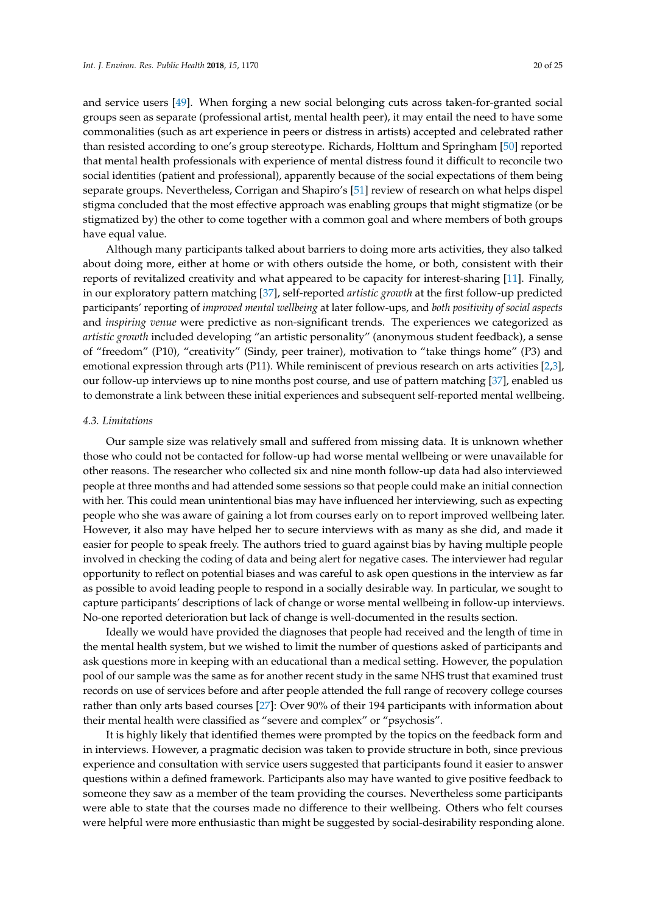and service users [49]. When forging a new social belonging cuts across taken-for-granted social groups seen as separate (professional artist, mental health peer), it may entail the need to have some commonalities (such as art experience in peers or distress in artists) accepted and celebrated rather than resisted according to one's group stereotype. Richards, Holttum and Springham [50] reported that mental health professionals with experience of mental distress found it difficult to reconcile two social identities (patient and professional), apparently because of the social expectations of them being separate groups. Nevertheless, Corrigan and Shapiro's [51] review of research on what helps dispel stigma concluded that the most effective approach was enabling groups that might stigmatize (or be stigmatized by) the other to come together with a common goal and where members of both groups have equal value.

Although many participants talked about barriers to doing more arts activities, they also talked about doing more, either at home or with others outside the home, or both, consistent with their reports of revitalized creativity and what appeared to be capacity for interest-sharing [11]. Finally, in our exploratory pattern matching [37], self-reported *artistic growth* at the first follow-up predicted participants' reporting of *improved mental wellbeing* at later follow-ups, and *both positivity of social aspects* and *inspiring venue* were predictive as non-significant trends. The experiences we categorized as *artistic growth* included developing "an artistic personality" (anonymous student feedback), a sense of "freedom" (P10), "creativity" (Sindy, peer trainer), motivation to "take things home" (P3) and emotional expression through arts (P11). While reminiscent of previous research on arts activities [2,3], our follow-up interviews up to nine months post course, and use of pattern matching [37], enabled us to demonstrate a link between these initial experiences and subsequent self-reported mental wellbeing.

### 4.3. Limitations

Our sample size was relatively small and suffered from missing data. It is unknown whether those who could not be contacted for follow-up had worse mental wellbeing or were unavailable for other reasons. The researcher who collected six and nine month follow-up data had also interviewed people at three months and had attended some sessions so that people could make an initial connection with her. This could mean unintentional bias may have influenced her interviewing, such as expecting people who she was aware of gaining a lot from courses early on to report improved wellbeing later. However, it also may have helped her to secure interviews with as many as she did, and made it easier for people to speak freely. The authors tried to guard against bias by having multiple people involved in checking the coding of data and being alert for negative cases. The interviewer had regular opportunity to reflect on potential biases and was careful to ask open questions in the interview as far as possible to avoid leading people to respond in a socially desirable way. In particular, we sought to capture participants' descriptions of lack of change or worse mental wellbeing in follow-up interviews. No-one reported deterioration but lack of change is well-documented in the results section.

Ideally we would have provided the diagnoses that people had received and the length of time in the mental health system, but we wished to limit the number of questions asked of participants and ask questions more in keeping with an educational than a medical setting. However, the population pool of our sample was the same as for another recent study in the same NHS trust that examined trust records on use of services before and after people attended the full range of recovery college courses rather than only arts based courses [27]: Over 90% of their 194 participants with information about their mental health were classified as "severe and complex" or "psychosis".

It is highly likely that identified themes were prompted by the topics on the feedback form and in interviews. However, a pragmatic decision was taken to provide structure in both, since previous experience and consultation with service users suggested that participants found it easier to answer questions within a defined framework. Participants also may have wanted to give positive feedback to someone they saw as a member of the team providing the courses. Nevertheless some participants were able to state that the courses made no difference to their wellbeing. Others who felt courses were helpful were more enthusiastic than might be suggested by social-desirability responding alone.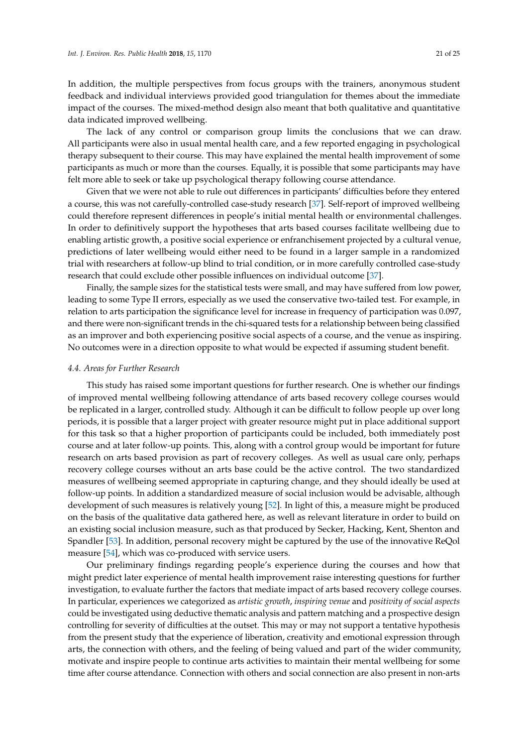In addition, the multiple perspectives from focus groups with the trainers, anonymous student feedback and individual interviews provided good triangulation for themes about the immediate impact of the courses. The mixed-method design also meant that both qualitative and quantitative data indicated improved wellbeing.

The lack of any control or comparison group limits the conclusions that we can draw. All participants were also in usual mental health care, and a few reported engaging in psychological therapy subsequent to their course. This may have explained the mental health improvement of some participants as much or more than the courses. Equally, it is possible that some participants may have felt more able to seek or take up psychological therapy following course attendance.

Given that we were not able to rule out differences in participants' difficulties before they entered a course, this was not carefully-controlled case-study research [37]. Self-report of improved wellbeing could therefore represent differences in people's initial mental health or environmental challenges. In order to definitively support the hypotheses that arts based courses facilitate wellbeing due to enabling artistic growth, a positive social experience or enfranchisement projected by a cultural venue, predictions of later wellbeing would either need to be found in a larger sample in a randomized trial with researchers at follow-up blind to trial condition, or in more carefully controlled case-study research that could exclude other possible influences on individual outcome [37].

Finally, the sample sizes for the statistical tests were small, and may have suffered from low power, leading to some Type II errors, especially as we used the conservative two-tailed test. For example, in relation to arts participation the significance level for increase in frequency of participation was 0.097, and there were non-significant trends in the chi-squared tests for a relationship between being classified as an improver and both experiencing positive social aspects of a course, and the venue as inspiring. No outcomes were in a direction opposite to what would be expected if assuming student benefit.

### 4.4. Areas for Further Research

This study has raised some important questions for further research. One is whether our findings of improved mental wellbeing following attendance of arts based recovery college courses would be replicated in a larger, controlled study. Although it can be difficult to follow people up over long periods, it is possible that a larger project with greater resource might put in place additional support for this task so that a higher proportion of participants could be included, both immediately post course and at later follow-up points. This, along with a control group would be important for future research on arts based provision as part of recovery colleges. As well as usual care only, perhaps recovery college courses without an arts base could be the active control. The two standardized measures of wellbeing seemed appropriate in capturing change, and they should ideally be used at follow-up points. In addition a standardized measure of social inclusion would be advisable, although development of such measures is relatively young [52]. In light of this, a measure might be produced on the basis of the qualitative data gathered here, as well as relevant literature in order to build on an existing social inclusion measure, such as that produced by Secker, Hacking, Kent, Shenton and Spandler [53]. In addition, personal recovery might be captured by the use of the innovative ReQol measure [54], which was co-produced with service users.

Our preliminary findings regarding people's experience during the courses and how that might predict later experience of mental health improvement raise interesting questions for further investigation, to evaluate further the factors that mediate impact of arts based recovery college courses. In particular, experiences we categorized as *artistic growth*, *inspiring venue* and *positivity of social aspects* could be investigated using deductive thematic analysis and pattern matching and a prospective design controlling for severity of difficulties at the outset. This may or may not support a tentative hypothesis from the present study that the experience of liberation, creativity and emotional expression through arts, the connection with others, and the feeling of being valued and part of the wider community, motivate and inspire people to continue arts activities to maintain their mental wellbeing for some time after course attendance. Connection with others and social connection are also present in non-arts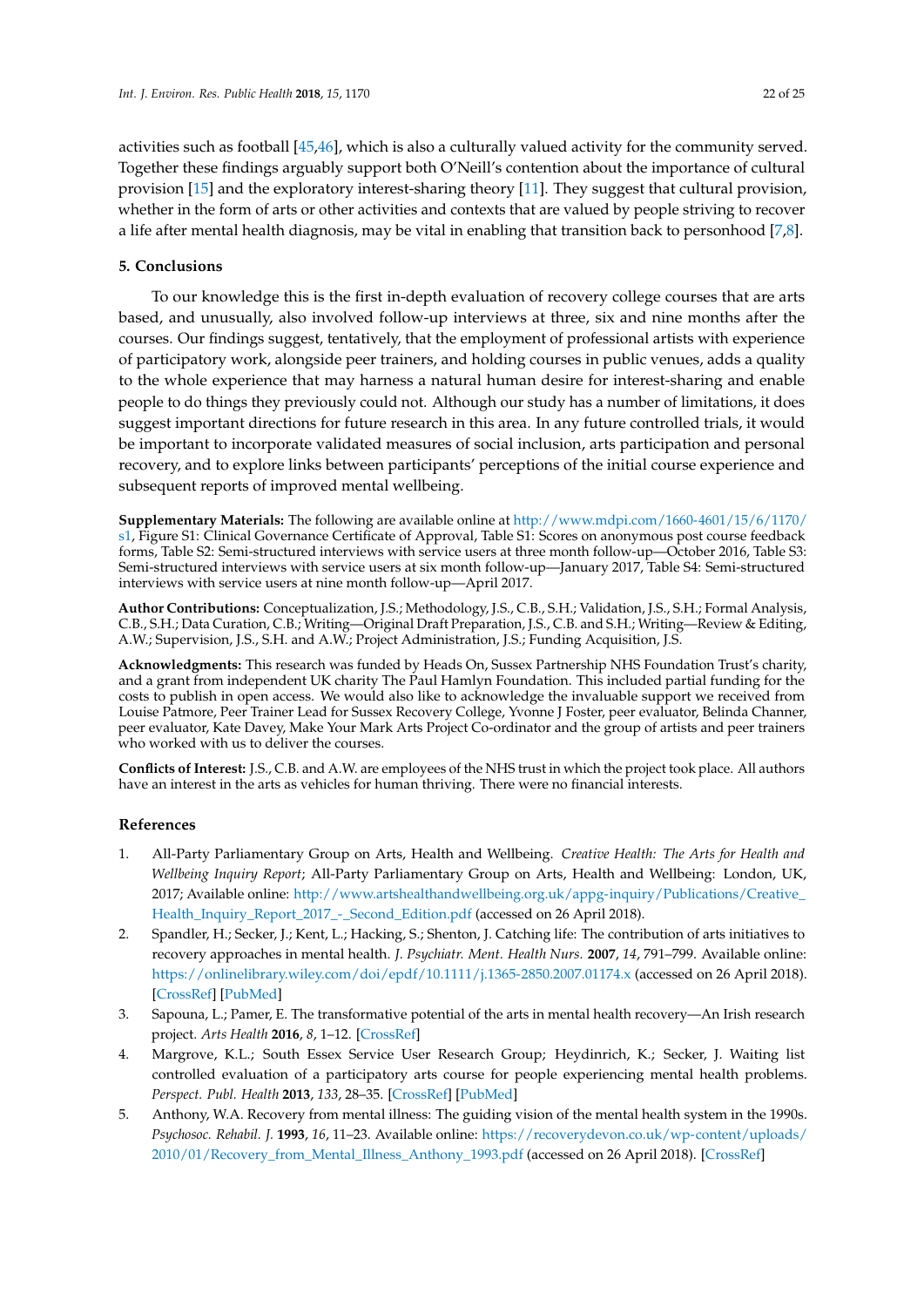activities such as football [45,46], which is also a culturally valued activity for the community served. Together these findings arguably support both O'Neill's contention about the importance of cultural provision [15] and the exploratory interest-sharing theory [11]. They suggest that cultural provision, whether in the form of arts or other activities and contexts that are valued by people striving to recover a life after mental health diagnosis, may be vital in enabling that transition back to personhood [7,8].

## 5. Conclusions

To our knowledge this is the first in-depth evaluation of recovery college courses that are arts based, and unusually, also involved follow-up interviews at three, six and nine months after the courses. Our findings suggest, tentatively, that the employment of professional artists with experience of participatory work, alongside peer trainers, and holding courses in public venues, adds a quality to the whole experience that may harness a natural human desire for interest-sharing and enable people to do things they previously could not. Although our study has a number of limitations, it does suggest important directions for future research in this area. In any future controlled trials, it would be important to incorporate validated measures of social inclusion, arts participation and personal recovery, and to explore links between participants' perceptions of the initial course experience and subsequent reports of improved mental wellbeing.

**Supplementary Materials:** The following are available online at http://www.mdpi.com/1660-4601/15/6/1170/s1, Figure S1: Clinical Governance Certificate of Approval, Table S1: Scores on anonymous post course feedback forms, Table S2: Semi-structured interviews with service users at three month follow-up—October 2016, Table S3: Semi-structured interviews with service users at six month follow-up—January 2017, Table S4: Semi-structured interviews with service users at nine month follow-up—April 2017.

**Author Contributions:** Conceptualization, J.S.; Methodology, J.S., C.B., S.H.; Validation, J.S., S.H.; Formal Analysis, C.B., S.H.; Data Curation, C.B.; Writing—Original Draft Preparation, J.S., C.B. and S.H.; Writing—Review & Editing, A.W.; Supervision, J.S., S.H. and A.W.; Project Administration, J.S.; Funding Acquisition, J.S.

**Acknowledgments:** This research was funded by Heads On, Sussex Partnership NHS Foundation Trust's charity, and a grant from independent UK charity The Paul Hamlyn Foundation. This included partial funding for the costs to publish in open access. We would also like to acknowledge the invaluable support we received from Louise Patmore, Peer Trainer Lead for Sussex Recovery College, Yvonne J Foster, peer evaluator, Belinda Channer, peer evaluator, Kate Davey, Make Your Mark Arts Project Co-ordinator and the group of artists and peer trainers who worked with us to deliver the courses.

**Conflicts of Interest:** J.S., C.B. and A.W. are employees of the NHS trust in which the project took place. All authors have an interest in the arts as vehicles for human thriving. There were no financial interests.

## References

1. All-Party Parliamentary Group on Arts, Health and Wellbeing. *Creative Health: The Arts for Health and Wellbeing Inquiry Report*; All-Party Parliamentary Group on Arts, Health and Wellbeing: London, UK, 2017; Available online: http://www.artshealthandwellbeing.org.uk/appg-inquiry/Publications/Creative_Health_Inquiry_Report_2017_-_Second_Edition.pdf (accessed on 26 April 2018).
2. Spandler, H.; Secker, J.; Kent, L.; Hacking, S.; Shenton, J. Catching life: The contribution of arts initiatives to recovery approaches in mental health. *J. Psychiatr. Ment. Health Nurs.* **2007**, *14*, 791–799. Available online: https://onlinelibrary.wiley.com/doi/epdf/10.1111/j.1365-2850.2007.01174.x (accessed on 26 April 2018). [CrossRef] [PubMed]
3. Sapouna, L.; Pamer, E. The transformative potential of the arts in mental health recovery—An Irish research project. *Arts Health* **2016**, *8*, 1–12. [CrossRef]
4. Margrove, K.L.; South Essex Service User Research Group; Heydinrich, K.; Secker, J. Waiting list controlled evaluation of a participatory arts course for people experiencing mental health problems. *Perspect. Publ. Health* **2013**, *133*, 28–35. [CrossRef] [PubMed]
5. Anthony, W.A. Recovery from mental illness: The guiding vision of the mental health system in the 1990s. *Psychosoc. Rehabil. J.* **1993**, *16*, 11–23. Available online: https://recoverydevon.co.uk/wp-content/uploads/2010/01/Recovery_from_Mental_Illness_Anthony_1993.pdf (accessed on 26 April 2018). [CrossRef]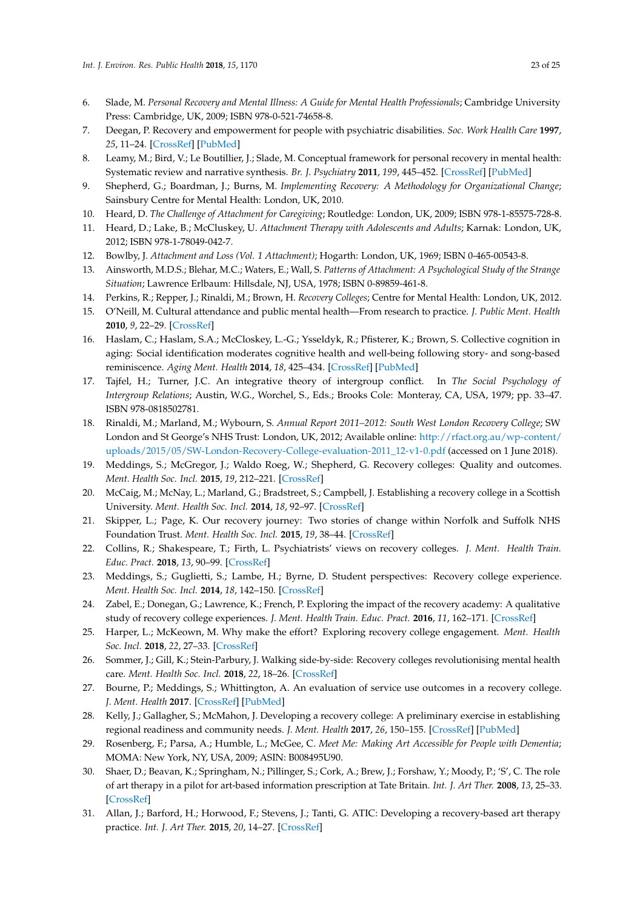6. Slade, M. *Personal Recovery and Mental Illness: A Guide for Mental Health Professionals*; Cambridge University Press: Cambridge, UK, 2009; ISBN 978-0-521-74658-8.
7. Deegan, P. Recovery and empowerment for people with psychiatric disabilities. *Soc. Work Health Care* **1997**, *25*, 11–24. [CrossRef] [PubMed]
8. Leamy, M.; Bird, V.; Le Boutillier, J.; Slade, M. Conceptual framework for personal recovery in mental health: Systematic review and narrative synthesis. *Br. J. Psychiatry* **2011**, *199*, 445–452. [CrossRef] [PubMed]
9. Shepherd, G.; Boardman, J.; Burns, M. *Implementing Recovery: A Methodology for Organizational Change*; Sainsbury Centre for Mental Health: London, UK, 2010.
10. Heard, D. *The Challenge of Attachment for Caregiving*; Routledge: London, UK, 2009; ISBN 978-1-85575-728-8.
11. Heard, D.; Lake, B.; McCluskey, U. *Attachment Therapy with Adolescents and Adults*; Karnak: London, UK, 2012; ISBN 978-1-78049-042-7.
12. Bowlby, J. *Attachment and Loss (Vol. 1 Attachment)*; Hogarth: London, UK, 1969; ISBN 0-465-00543-8.
13. Ainsworth, M.D.S.; Blehar, M.C.; Waters, E.; Wall, S. *Patterns of Attachment: A Psychological Study of the Strange Situation*; Lawrence Erlbaum: Hillsdale, NJ, USA, 1978; ISBN 0-89859-461-8.
14. Perkins, R.; Repper, J.; Rinaldi, M.; Brown, H. *Recovery Colleges*; Centre for Mental Health: London, UK, 2012.
15. O'Neill, M. Cultural attendance and public mental health—From research to practice. *J. Public Ment. Health* **2010**, *9*, 22–29. [CrossRef]
16. Haslam, C.; Haslam, S.A.; McCloskey, L.-G.; Ysseldyk, R.; Pfisterer, K.; Brown, S. Collective cognition in aging: Social identification moderates cognitive health and well-being following story- and song-based reminiscence. *Aging Ment. Health* **2014**, *18*, 425–434. [CrossRef] [PubMed]
17. Tajfel, H.; Turner, J.C. An integrative theory of intergroup conflict. In *The Social Psychology of Intergroup Relations*; Austin, W.G., Worchel, S., Eds.; Brooks Cole: Monteray, CA, USA, 1979; pp. 33–47. ISBN 978-0818502781.
18. Rinaldi, M.; Marland, M.; Wybourn, S. *Annual Report 2011–2012: South West London Recovery College*; SW London and St George's NHS Trust: London, UK, 2012; Available online: http://rfact.org.au/wp-content/uploads/2015/05/SW-London-Recovery-College-evaluation-2011_12-v1-0.pdf (accessed on 1 June 2018).
19. Meddings, S.; McGregor, J.; Waldo Roeg, W.; Shepherd, G. Recovery colleges: Quality and outcomes. *Ment. Health Soc. Incl.* **2015**, *19*, 212–221. [CrossRef]
20. McCaig, M.; McNay, L.; Marland, G.; Bradstreet, S.; Campbell, J. Establishing a recovery college in a Scottish University. *Ment. Health Soc. Incl.* **2014**, *18*, 92–97. [CrossRef]
21. Skipper, L.; Page, K. Our recovery journey: Two stories of change within Norfolk and Suffolk NHS Foundation Trust. *Ment. Health Soc. Incl.* **2015**, *19*, 38–44. [CrossRef]
22. Collins, R.; Shakespeare, T.; Firth, L. Psychiatrists' views on recovery colleges. *J. Ment. Health Train. Educ. Pract.* **2018**, *13*, 90–99. [CrossRef]
23. Meddings, S.; Guglietti, S.; Lambe, H.; Byrne, D. Student perspectives: Recovery college experience. *Ment. Health Soc. Incl.* **2014**, *18*, 142–150. [CrossRef]
24. Zabel, E.; Donegan, G.; Lawrence, K.; French, P. Exploring the impact of the recovery academy: A qualitative study of recovery college experiences. *J. Ment. Health Train. Educ. Pract.* **2016**, *11*, 162–171. [CrossRef]
25. Harper, L.; McKeown, M. Why make the effort? Exploring recovery college engagement. *Ment. Health Soc. Incl.* **2018**, *22*, 27–33. [CrossRef]
26. Sommer, J.; Gill, K.; Stein-Parbury, J. Walking side-by-side: Recovery colleges revolutionising mental health care. *Ment. Health Soc. Incl.* **2018**, *22*, 18–26. [CrossRef]
27. Bourne, P.; Meddings, S.; Whittington, A. An evaluation of service use outcomes in a recovery college. *J. Ment. Health* **2017**. [CrossRef] [PubMed]
28. Kelly, J.; Gallagher, S.; McMahon, J. Developing a recovery college: A preliminary exercise in establishing regional readiness and community needs. *J. Ment. Health* **2017**, *26*, 150–155. [CrossRef] [PubMed]
29. Rosenberg, F.; Parsa, A.; Humble, L.; McGee, C. *Meet Me: Making Art Accessible for People with Dementia*; MOMA: New York, NY, USA, 2009; ASIN: B008495U90.
30. Shaer, D.; Beavan, K.; Springham, N.; Pillinger, S.; Cork, A.; Brew, J.; Forshaw, Y.; Moody, P.; 'S', C. The role of art therapy in a pilot for art-based information prescription at Tate Britain. *Int. J. Art Ther.* **2008**, *13*, 25–33. [CrossRef]
31. Allan, J.; Barford, H.; Horwood, F.; Stevens, J.; Tanti, G. ATIC: Developing a recovery-based art therapy practice. *Int. J. Art Ther.* **2015**, *20*, 14–27. [CrossRef]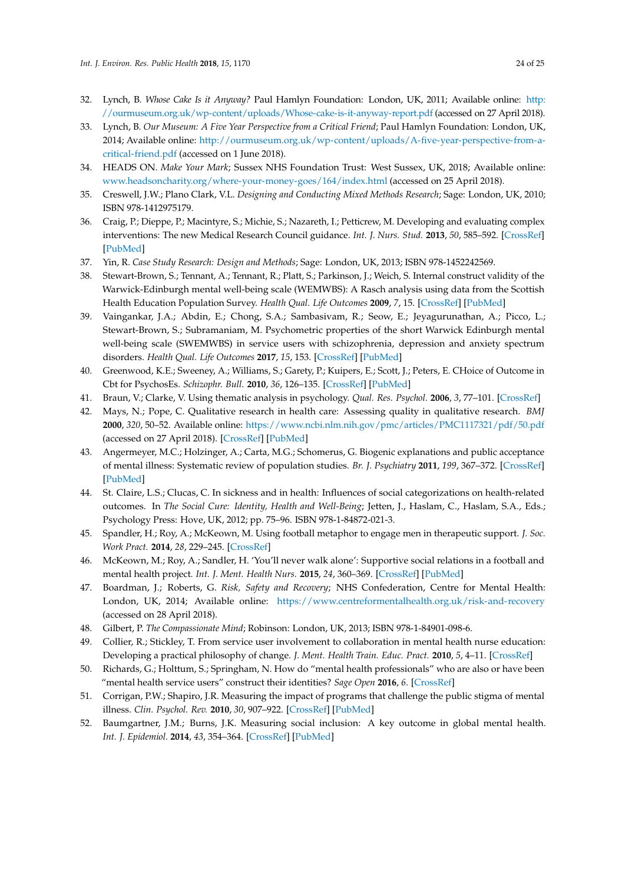32. Lynch, B. *Whose Cake Is it Anyway?* Paul Hamlyn Foundation: London, UK, 2011; Available online: http://ourmuseum.org.uk/wp-content/uploads/Whose-cake-is-it-anyway-report.pdf (accessed on 27 April 2018).
33. Lynch, B. *Our Museum: A Five Year Perspective from a Critical Friend*; Paul Hamlyn Foundation: London, UK, 2014; Available online: http://ourmuseum.org.uk/wp-content/uploads/A-five-year-perspective-from-a-critical-friend.pdf (accessed on 1 June 2018).
34. HEADS ON. *Make Your Mark*; Sussex NHS Foundation Trust: West Sussex, UK, 2018; Available online: www.headsoncharity.org/where-your-money-goes/164/index.html (accessed on 25 April 2018).
35. Creswell, J.W.; Plano Clark, V.L. *Designing and Conducting Mixed Methods Research*; Sage: London, UK, 2010; ISBN 978-1412975179.
36. Craig, P.; Dieppe, P.; Macintyre, S.; Michie, S.; Nazareth, I.; Petticrew, M. Developing and evaluating complex interventions: The new Medical Research Council guidance. *Int. J. Nurs. Stud.* **2013**, *50*, 585–592. [CrossRef] [PubMed]
37. Yin, R. *Case Study Research: Design and Methods*; Sage: London, UK, 2013; ISBN 978-1452242569.
38. Stewart-Brown, S.; Tennant, A.; Tennant, R.; Platt, S.; Parkinson, J.; Weich, S. Internal construct validity of the Warwick-Edinburgh mental well-being scale (WEMWBS): A Rasch analysis using data from the Scottish Health Education Population Survey. *Health Qual. Life Outcomes* **2009**, *7*, 15. [CrossRef] [PubMed]
39. Vaingankar, J.A.; Abdin, E.; Chong, S.A.; Sambasivam, R.; Seow, E.; Jeyagurunathan, A.; Picco, L.; Stewart-Brown, S.; Subramaniam, M. Psychometric properties of the short Warwick Edinburgh mental well-being scale (SWEMWBS) in service users with schizophrenia, depression and anxiety spectrum disorders. *Health Qual. Life Outcomes* **2017**, *15*, 153. [CrossRef] [PubMed]
40. Greenwood, K.E.; Sweeney, A.; Williams, S.; Garety, P.; Kuipers, E.; Scott, J.; Peters, E. CHoice of Outcome in Cbt for PsychosEs. *Schizophr. Bull.* **2010**, *36*, 126–135. [CrossRef] [PubMed]
41. Braun, V.; Clarke, V. Using thematic analysis in psychology. *Qual. Res. Psychol.* **2006**, *3*, 77–101. [CrossRef]
42. Mays, N.; Pope, C. Qualitative research in health care: Assessing quality in qualitative research. *BMJ* **2000**, *320*, 50–52. Available online: https://www.ncbi.nlm.nih.gov/pmc/articles/PMC1117321/pdf/50.pdf (accessed on 27 April 2018). [CrossRef] [PubMed]
43. Angermeyer, M.C.; Holzinger, A.; Carta, M.G.; Schomerus, G. Biogenic explanations and public acceptance of mental illness: Systematic review of population studies. *Br. J. Psychiatry* **2011**, *199*, 367–372. [CrossRef] [PubMed]
44. St. Claire, L.S.; Clucas, C. In sickness and in health: Influences of social categorizations on health-related outcomes. In *The Social Cure: Identity, Health and Well-Being*; Jetten, J., Haslam, C., Haslam, S.A., Eds.; Psychology Press: Hove, UK, 2012; pp. 75–96. ISBN 978-1-84872-021-3.
45. Spandler, H.; Roy, A.; McKeown, M. Using football metaphor to engage men in therapeutic support. *J. Soc. Work Pract.* **2014**, *28*, 229–245. [CrossRef]
46. McKeown, M.; Roy, A.; Sandler, H. 'You'll never walk alone': Supportive social relations in a football and mental health project. *Int. J. Ment. Health Nurs.* **2015**, *24*, 360–369. [CrossRef] [PubMed]
47. Boardman, J.; Roberts, G. *Risk, Safety and Recovery*; NHS Confederation, Centre for Mental Health: London, UK, 2014; Available online: https://www.centreformentalhealth.org.uk/risk-and-recovery (accessed on 28 April 2018).
48. Gilbert, P. *The Compassionate Mind*; Robinson: London, UK, 2013; ISBN 978-1-84901-098-6.
49. Collier, R.; Stickley, T. From service user involvement to collaboration in mental health nurse education: Developing a practical philosophy of change. *J. Ment. Health Train. Educ. Pract.* **2010**, *5*, 4–11. [CrossRef]
50. Richards, G.; Holttum, S.; Springham, N. How do "mental health professionals" who are also or have been "mental health service users" construct their identities? *Sage Open* **2016**, *6*. [CrossRef]
51. Corrigan, P.W.; Shapiro, J.R. Measuring the impact of programs that challenge the public stigma of mental illness. *Clin. Psychol. Rev.* **2010**, *30*, 907–922. [CrossRef] [PubMed]
52. Baumgartner, J.M.; Burns, J.K. Measuring social inclusion: A key outcome in global mental health. *Int. J. Epidemiol.* **2014**, *43*, 354–364. [CrossRef] [PubMed]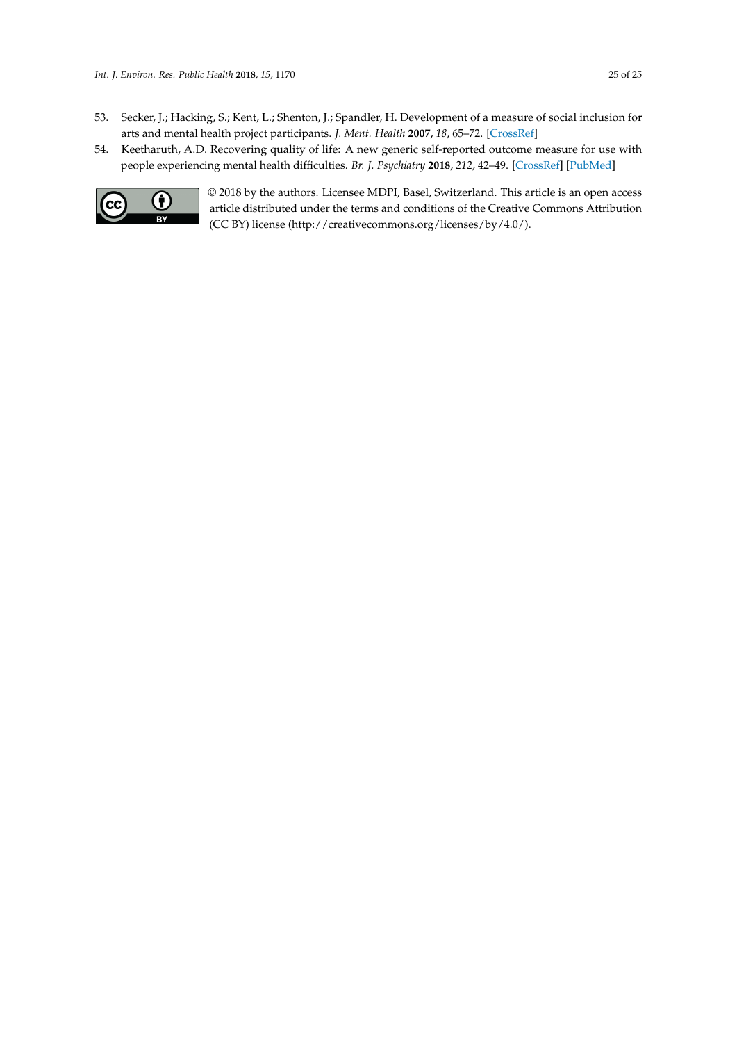53. Secker, J.; Hacking, S.; Kent, L.; Shenton, J.; Spandler, H. Development of a measure of social inclusion for arts and mental health project participants. *J. Ment. Health* **2007**, *18*, 65–72. [CrossRef]
54. Keetharuth, A.D. Recovering quality of life: A new generic self-reported outcome measure for use with people experiencing mental health difficulties. *Br. J. Psychiatry* **2018**, *212*, 42–49. [CrossRef] [PubMed]

© 2018 by the authors. Licensee MDPI, Basel, Switzerland. This article is an open access article distributed under the terms and conditions of the Creative Commons Attribution (CC BY) license (http://creativecommons.org/licenses/by/4.0/).